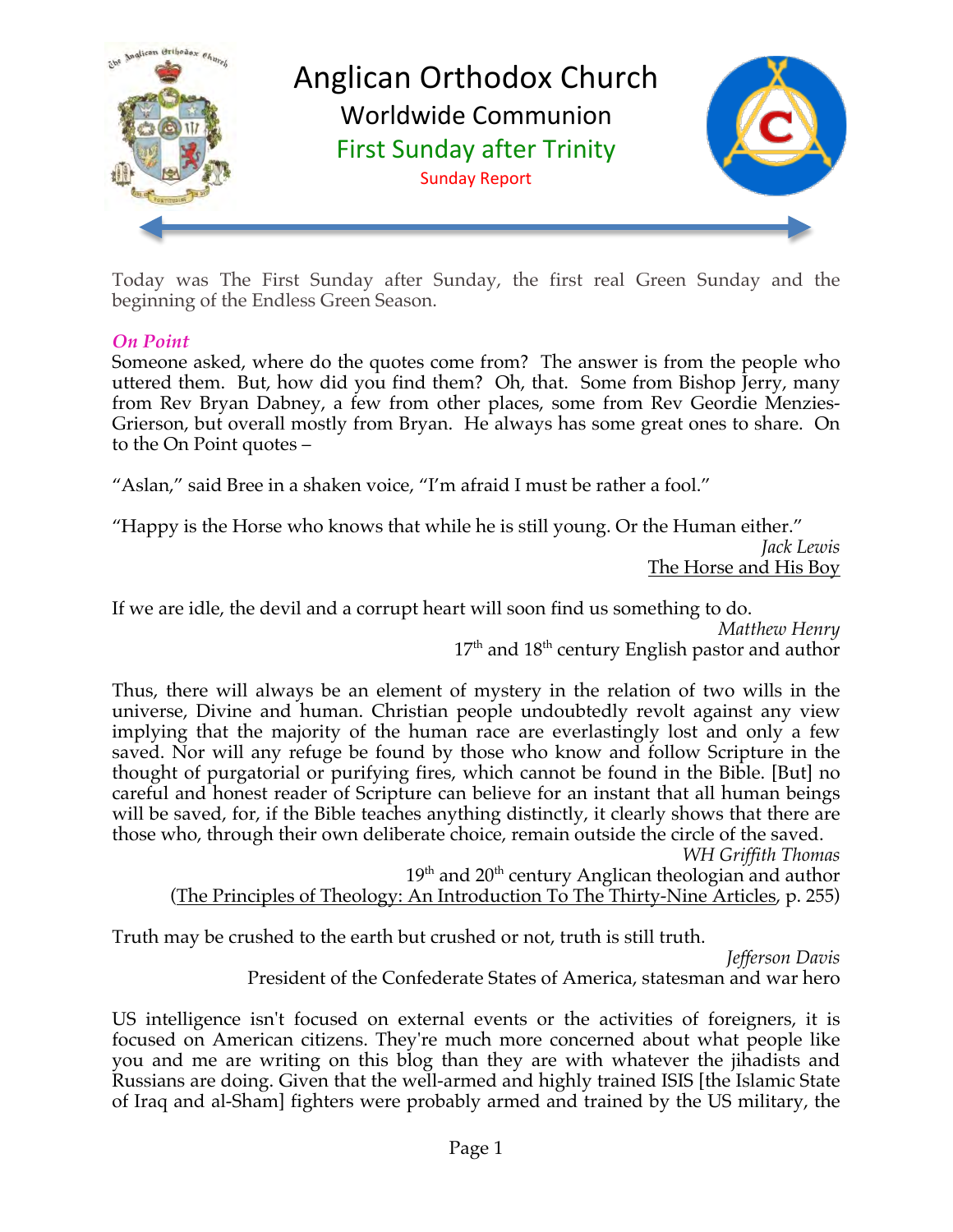# Anglican Orthodox Church

## Worldwide Communion

### First Sunday after Trinity

Sunday Report

Today was The First Sunday after Sunday, the first real Green Sunday and the beginning of the Endless Green Season.

***On Point***

Someone asked, where do the quotes come from? The answer is from the people who uttered them. But, how did you find them? Oh, that. Some from Bishop Jerry, many from Rev Bryan Dabney, a few from other places, some from Rev Geordie Menzies-Grierson, but overall mostly from Bryan. He always has some great ones to share. On to the On Point quotes –

"Aslan," said Bree in a shaken voice, "I'm afraid I must be rather a fool."

"Happy is the Horse who knows that while he is still young. Or the Human either."

*Jack Lewis*
The Horse and His Boy

If we are idle, the devil and a corrupt heart will soon find us something to do.

*Matthew Henry*
17th and 18th century English pastor and author

Thus, there will always be an element of mystery in the relation of two wills in the universe, Divine and human. Christian people undoubtedly revolt against any view implying that the majority of the human race are everlastingly lost and only a few saved. Nor will any refuge be found by those who know and follow Scripture in the thought of purgatorial or purifying fires, which cannot be found in the Bible. [But] no careful and honest reader of Scripture can believe for an instant that all human beings will be saved, for, if the Bible teaches anything distinctly, it clearly shows that there are those who, through their own deliberate choice, remain outside the circle of the saved.

*WH Griffith Thomas*
19th and 20th century Anglican theologian and author
(The Principles of Theology: An Introduction To The Thirty-Nine Articles, p. 255)

Truth may be crushed to the earth but crushed or not, truth is still truth.

*Jefferson Davis*
President of the Confederate States of America, statesman and war hero

US intelligence isn't focused on external events or the activities of foreigners, it is focused on American citizens. They're much more concerned about what people like you and me are writing on this blog than they are with whatever the jihadists and Russians are doing. Given that the well-armed and highly trained ISIS [the Islamic State of Iraq and al-Sham] fighters were probably armed and trained by the US military, the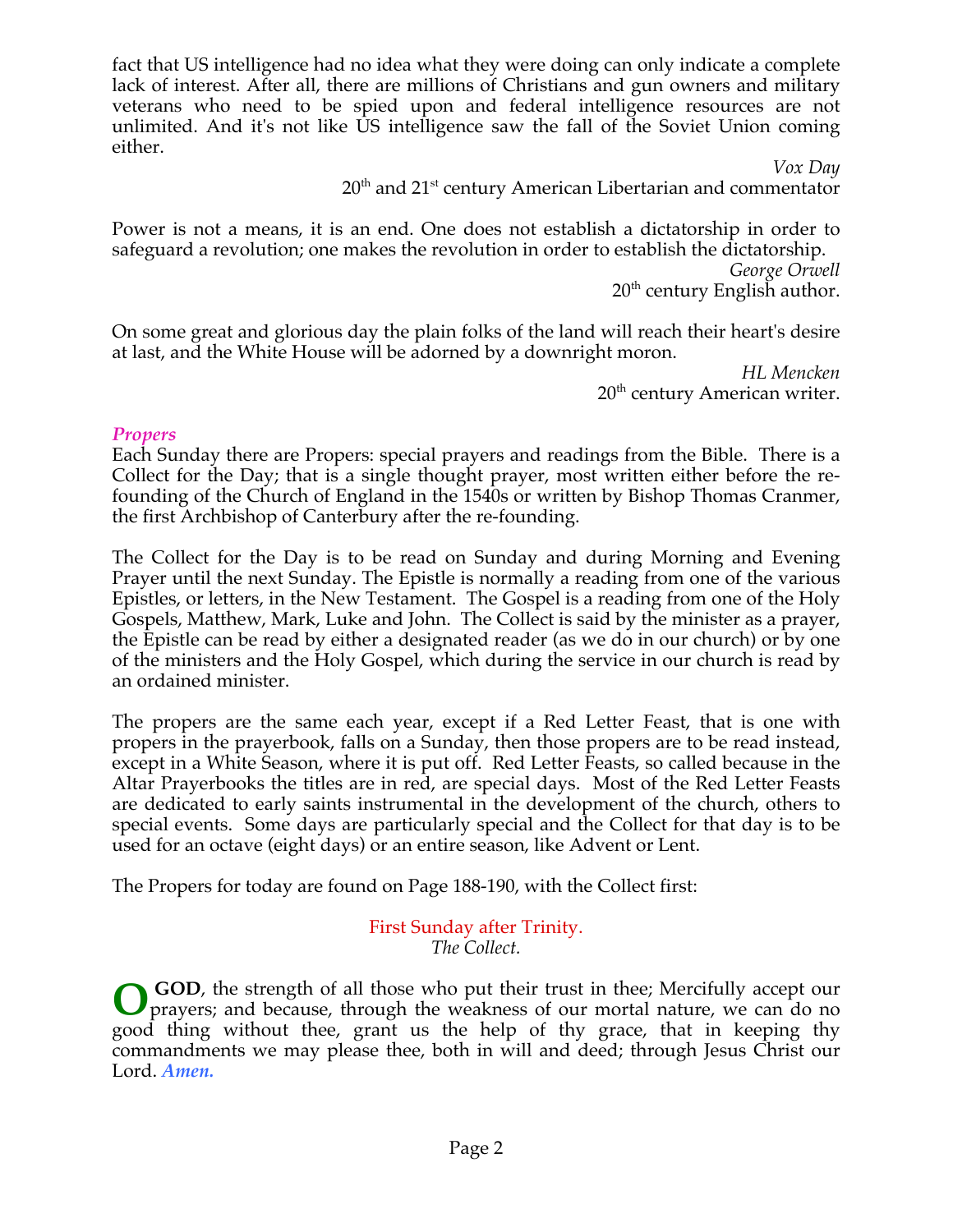fact that US intelligence had no idea what they were doing can only indicate a complete lack of interest. After all, there are millions of Christians and gun owners and military veterans who need to be spied upon and federal intelligence resources are not unlimited. And it's not like US intelligence saw the fall of the Soviet Union coming either.

*Vox Day*
20th and 21st century American Libertarian and commentator

Power is not a means, it is an end. One does not establish a dictatorship in order to safeguard a revolution; one makes the revolution in order to establish the dictatorship.

*George Orwell*
20th century English author.

On some great and glorious day the plain folks of the land will reach their heart's desire at last, and the White House will be adorned by a downright moron.

*HL Mencken*
20th century American writer.

### *Propers*

Each Sunday there are Propers: special prayers and readings from the Bible. There is a Collect for the Day; that is a single thought prayer, most written either before the re-founding of the Church of England in the 1540s or written by Bishop Thomas Cranmer, the first Archbishop of Canterbury after the re-founding.

The Collect for the Day is to be read on Sunday and during Morning and Evening Prayer until the next Sunday. The Epistle is normally a reading from one of the various Epistles, or letters, in the New Testament. The Gospel is a reading from one of the Holy Gospels, Matthew, Mark, Luke and John. The Collect is said by the minister as a prayer, the Epistle can be read by either a designated reader (as we do in our church) or by one of the ministers and the Holy Gospel, which during the service in our church is read by an ordained minister.

The propers are the same each year, except if a Red Letter Feast, that is one with propers in the prayerbook, falls on a Sunday, then those propers are to be read instead, except in a White Season, where it is put off. Red Letter Feasts, so called because in the Altar Prayerbooks the titles are in red, are special days. Most of the Red Letter Feasts are dedicated to early saints instrumental in the development of the church, others to special events. Some days are particularly special and the Collect for that day is to be used for an octave (eight days) or an entire season, like Advent or Lent.

The Propers for today are found on Page 188-190, with the Collect first:

First Sunday after Trinity.
*The Collect.*

**O GOD**, the strength of all those who put their trust in thee; Mercifully accept our prayers; and because, through the weakness of our mortal nature, we can do no good thing without thee, grant us the help of thy grace, that in keeping thy commandments we may please thee, both in will and deed; through Jesus Christ our Lord. ***Amen.***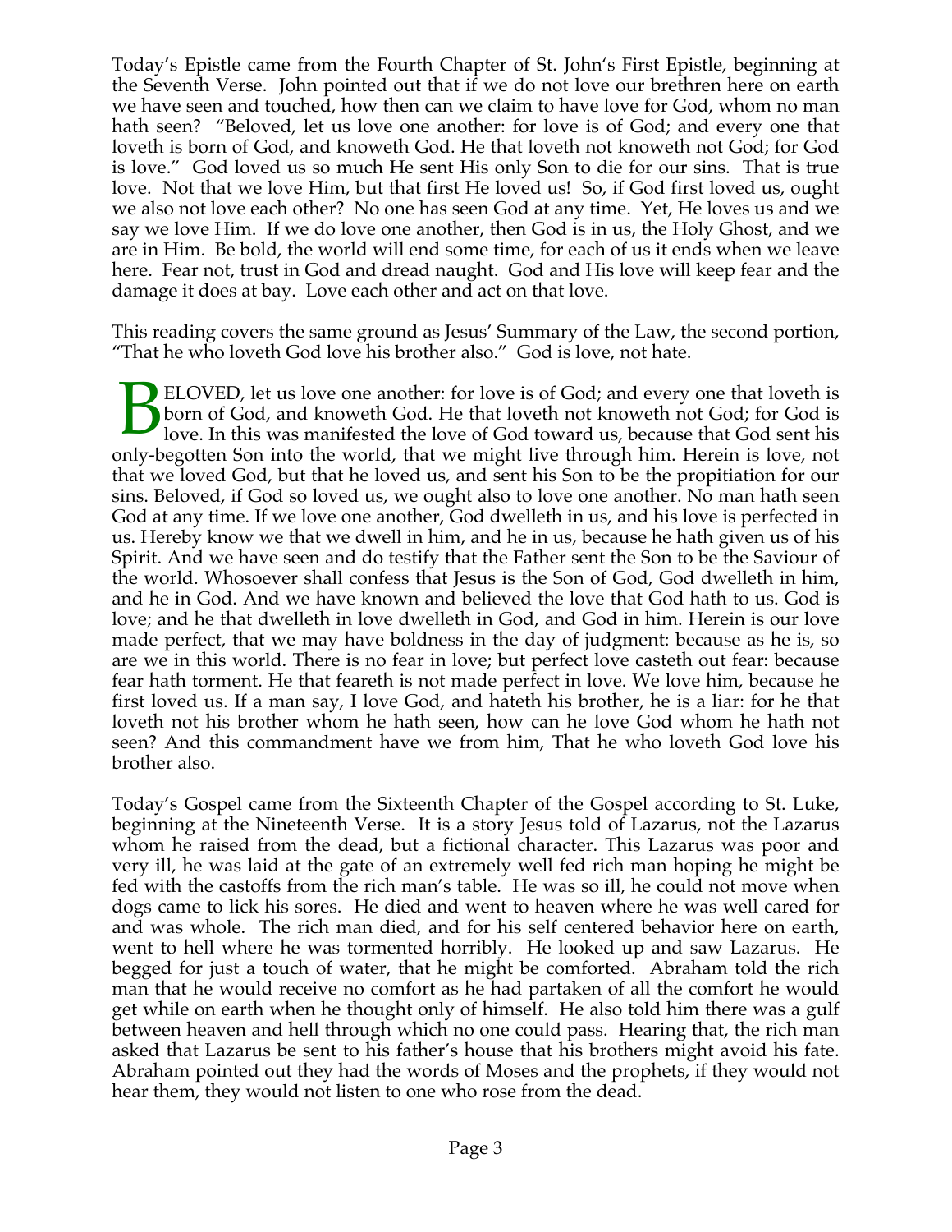Today's Epistle came from the Fourth Chapter of St. John's First Epistle, beginning at the Seventh Verse. John pointed out that if we do not love our brethren here on earth we have seen and touched, how then can we claim to have love for God, whom no man hath seen? "Beloved, let us love one another: for love is of God; and every one that loveth is born of God, and knoweth God. He that loveth not knoweth not God; for God is love." God loved us so much He sent His only Son to die for our sins. That is true love. Not that we love Him, but that first He loved us! So, if God first loved us, ought we also not love each other? No one has seen God at any time. Yet, He loves us and we say we love Him. If we do love one another, then God is in us, the Holy Ghost, and we are in Him. Be bold, the world will end some time, for each of us it ends when we leave here. Fear not, trust in God and dread naught. God and His love will keep fear and the damage it does at bay. Love each other and act on that love.

This reading covers the same ground as Jesus' Summary of the Law, the second portion, "That he who loveth God love his brother also." God is love, not hate.

BELOVED, let us love one another: for love is of God; and every one that loveth is born of God, and knoweth God. He that loveth not knoweth not God; for God is love. In this was manifested the love of God toward us, because that God sent his only-begotten Son into the world, that we might live through him. Herein is love, not that we loved God, but that he loved us, and sent his Son to be the propitiation for our sins. Beloved, if God so loved us, we ought also to love one another. No man hath seen God at any time. If we love one another, God dwelleth in us, and his love is perfected in us. Hereby know we that we dwell in him, and he in us, because he hath given us of his Spirit. And we have seen and do testify that the Father sent the Son to be the Saviour of the world. Whosoever shall confess that Jesus is the Son of God, God dwelleth in him, and he in God. And we have known and believed the love that God hath to us. God is love; and he that dwelleth in love dwelleth in God, and God in him. Herein is our love made perfect, that we may have boldness in the day of judgment: because as he is, so are we in this world. There is no fear in love; but perfect love casteth out fear: because fear hath torment. He that feareth is not made perfect in love. We love him, because he first loved us. If a man say, I love God, and hateth his brother, he is a liar: for he that loveth not his brother whom he hath seen, how can he love God whom he hath not seen? And this commandment have we from him, That he who loveth God love his brother also.

Today's Gospel came from the Sixteenth Chapter of the Gospel according to St. Luke, beginning at the Nineteenth Verse. It is a story Jesus told of Lazarus, not the Lazarus whom he raised from the dead, but a fictional character. This Lazarus was poor and very ill, he was laid at the gate of an extremely well fed rich man hoping he might be fed with the castoffs from the rich man's table. He was so ill, he could not move when dogs came to lick his sores. He died and went to heaven where he was well cared for and was whole. The rich man died, and for his self centered behavior here on earth, went to hell where he was tormented horribly. He looked up and saw Lazarus. He begged for just a touch of water, that he might be comforted. Abraham told the rich man that he would receive no comfort as he had partaken of all the comfort he would get while on earth when he thought only of himself. He also told him there was a gulf between heaven and hell through which no one could pass. Hearing that, the rich man asked that Lazarus be sent to his father's house that his brothers might avoid his fate. Abraham pointed out they had the words of Moses and the prophets, if they would not hear them, they would not listen to one who rose from the dead.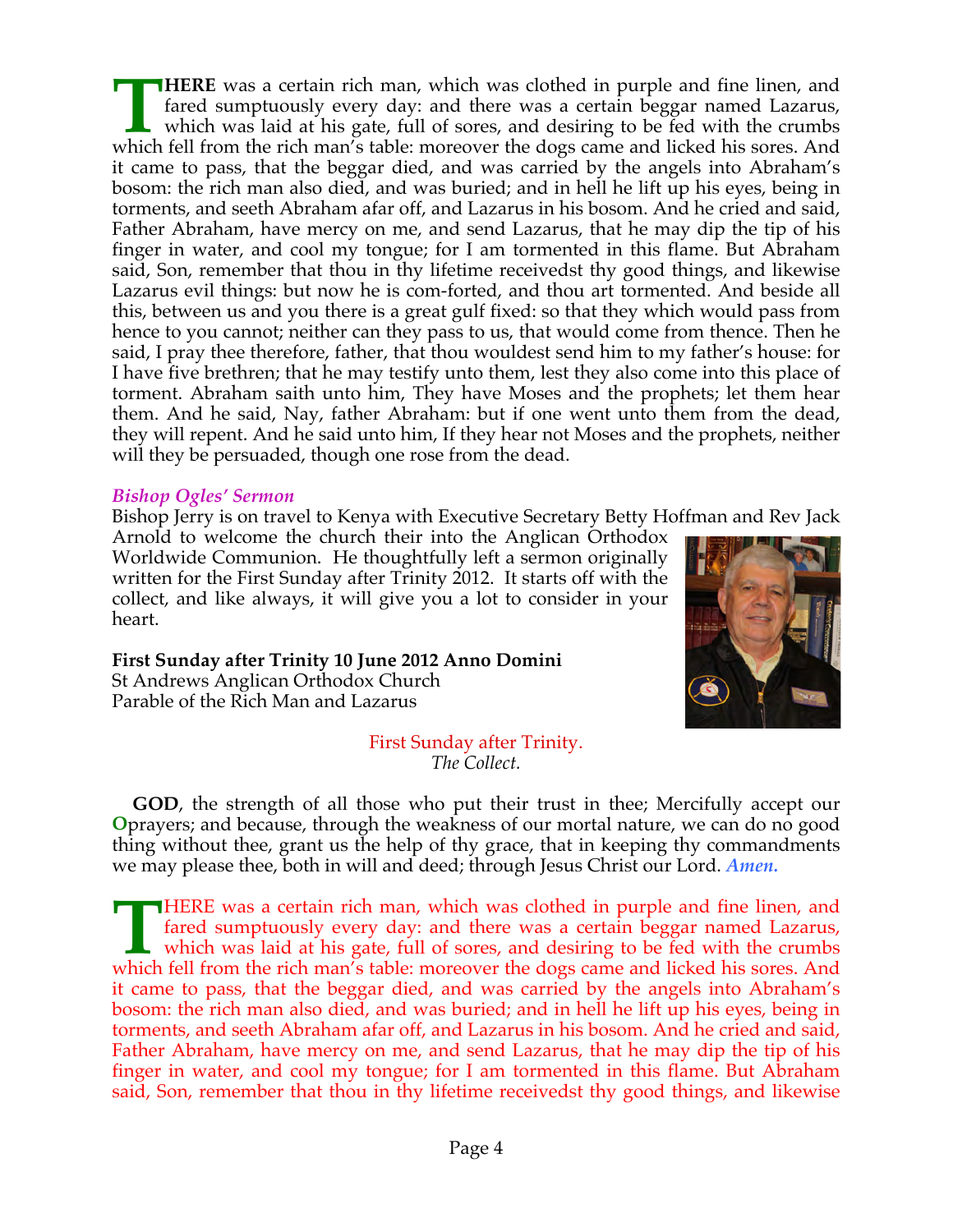**THERE** was a certain rich man, which was clothed in purple and fine linen, and fared sumptuously every day: and there was a certain beggar named Lazarus, which was laid at his gate, full of sores, and desiring to be fed with the crumbs which fell from the rich man's table: moreover the dogs came and licked his sores. And it came to pass, that the beggar died, and was carried by the angels into Abraham's bosom: the rich man also died, and was buried; and in hell he lift up his eyes, being in torments, and seeth Abraham afar off, and Lazarus in his bosom. And he cried and said, Father Abraham, have mercy on me, and send Lazarus, that he may dip the tip of his finger in water, and cool my tongue; for I am tormented in this flame. But Abraham said, Son, remember that thou in thy lifetime receivedst thy good things, and likewise Lazarus evil things: but now he is com-forted, and thou art tormented. And beside all this, between us and you there is a great gulf fixed: so that they which would pass from hence to you cannot; neither can they pass to us, that would come from thence. Then he said, I pray thee therefore, father, that thou wouldest send him to my father's house: for I have five brethren; that he may testify unto them, lest they also come into this place of torment. Abraham saith unto him, They have Moses and the prophets; let them hear them. And he said, Nay, father Abraham: but if one went unto them from the dead, they will repent. And he said unto him, If they hear not Moses and the prophets, neither will they be persuaded, though one rose from the dead.

### *Bishop Ogles' Sermon*

Bishop Jerry is on travel to Kenya with Executive Secretary Betty Hoffman and Rev Jack Arnold to welcome the church their into the Anglican Orthodox Worldwide Communion. He thoughtfully left a sermon originally written for the First Sunday after Trinity 2012. It starts off with the collect, and like always, it will give you a lot to consider in your heart.

**First Sunday after Trinity 10 June 2012 Anno Domini**
St Andrews Anglican Orthodox Church
Parable of the Rich Man and Lazarus

First Sunday after Trinity.
*The Collect.*

**O GOD**, the strength of all those who put their trust in thee; Mercifully accept our prayers; and because, through the weakness of our mortal nature, we can do no good thing without thee, grant us the help of thy grace, that in keeping thy commandments we may please thee, both in will and deed; through Jesus Christ our Lord. ***Amen.***

THERE was a certain rich man, which was clothed in purple and fine linen, and fared sumptuously every day: and there was a certain beggar named Lazarus, which was laid at his gate, full of sores, and desiring to be fed with the crumbs which fell from the rich man's table: moreover the dogs came and licked his sores. And it came to pass, that the beggar died, and was carried by the angels into Abraham's bosom: the rich man also died, and was buried; and in hell he lift up his eyes, being in torments, and seeth Abraham afar off, and Lazarus in his bosom. And he cried and said, Father Abraham, have mercy on me, and send Lazarus, that he may dip the tip of his finger in water, and cool my tongue; for I am tormented in this flame. But Abraham said, Son, remember that thou in thy lifetime receivedst thy good things, and likewise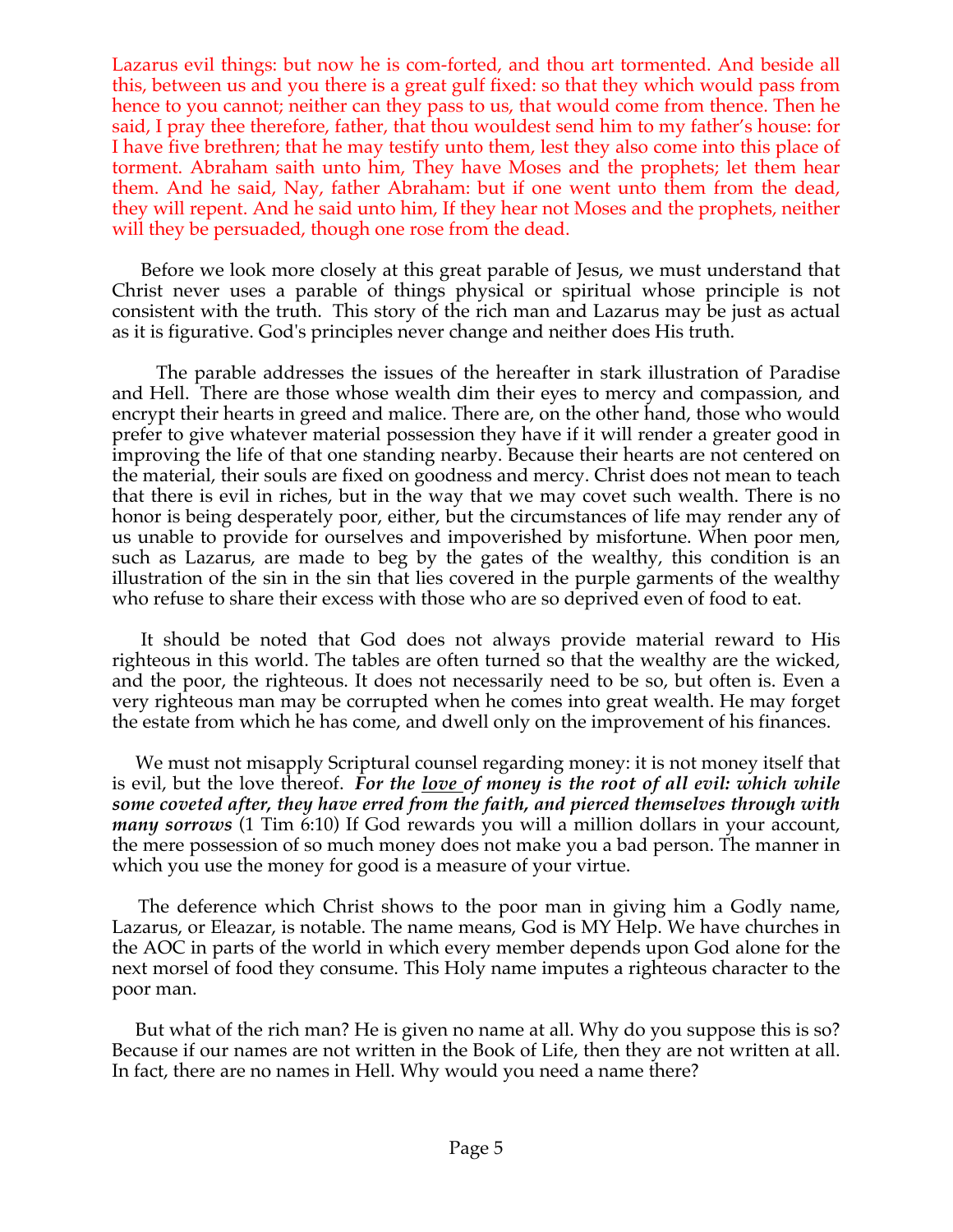Lazarus evil things: but now he is com-forted, and thou art tormented. And beside all this, between us and you there is a great gulf fixed: so that they which would pass from hence to you cannot; neither can they pass to us, that would come from thence. Then he said, I pray thee therefore, father, that thou wouldest send him to my father's house: for I have five brethren; that he may testify unto them, lest they also come into this place of torment. Abraham saith unto him, They have Moses and the prophets; let them hear them. And he said, Nay, father Abraham: but if one went unto them from the dead, they will repent. And he said unto him, If they hear not Moses and the prophets, neither will they be persuaded, though one rose from the dead.

Before we look more closely at this great parable of Jesus, we must understand that Christ never uses a parable of things physical or spiritual whose principle is not consistent with the truth. This story of the rich man and Lazarus may be just as actual as it is figurative. God's principles never change and neither does His truth.

The parable addresses the issues of the hereafter in stark illustration of Paradise and Hell. There are those whose wealth dim their eyes to mercy and compassion, and encrypt their hearts in greed and malice. There are, on the other hand, those who would prefer to give whatever material possession they have if it will render a greater good in improving the life of that one standing nearby. Because their hearts are not centered on the material, their souls are fixed on goodness and mercy. Christ does not mean to teach that there is evil in riches, but in the way that we may covet such wealth. There is no honor is being desperately poor, either, but the circumstances of life may render any of us unable to provide for ourselves and impoverished by misfortune. When poor men, such as Lazarus, are made to beg by the gates of the wealthy, this condition is an illustration of the sin in the sin that lies covered in the purple garments of the wealthy who refuse to share their excess with those who are so deprived even of food to eat.

It should be noted that God does not always provide material reward to His righteous in this world. The tables are often turned so that the wealthy are the wicked, and the poor, the righteous. It does not necessarily need to be so, but often is. Even a very righteous man may be corrupted when he comes into great wealth. He may forget the estate from which he has come, and dwell only on the improvement of his finances.

We must not misapply Scriptural counsel regarding money: it is not money itself that is evil, but the love thereof. ***For the <u>love</u> of money is the root of all evil: which while some coveted after, they have erred from the faith, and pierced themselves through with many sorrows*** (1 Tim 6:10) If God rewards you will a million dollars in your account, the mere possession of so much money does not make you a bad person. The manner in which you use the money for good is a measure of your virtue.

The deference which Christ shows to the poor man in giving him a Godly name, Lazarus, or Eleazar, is notable. The name means, God is MY Help. We have churches in the AOC in parts of the world in which every member depends upon God alone for the next morsel of food they consume. This Holy name imputes a righteous character to the poor man.

But what of the rich man? He is given no name at all. Why do you suppose this is so? Because if our names are not written in the Book of Life, then they are not written at all. In fact, there are no names in Hell. Why would you need a name there?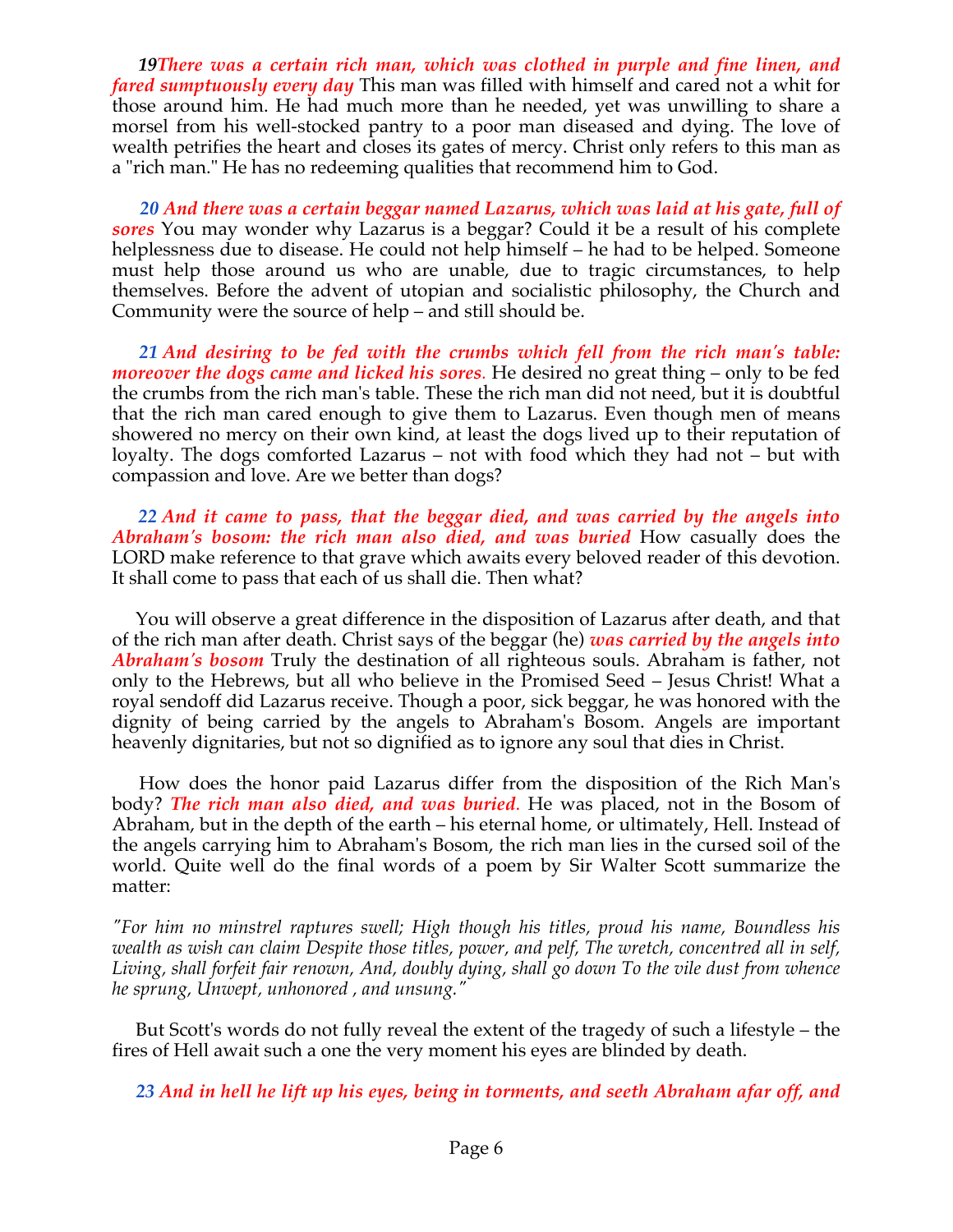***19There was a certain rich man, which was clothed in purple and fine linen, and fared sumptuously every day*** This man was filled with himself and cared not a whit for those around him. He had much more than he needed, yet was unwilling to share a morsel from his well-stocked pantry to a poor man diseased and dying. The love of wealth petrifies the heart and closes its gates of mercy. Christ only refers to this man as a "rich man." He has no redeeming qualities that recommend him to God.

***20 And there was a certain beggar named Lazarus, which was laid at his gate, full of sores*** You may wonder why Lazarus is a beggar? Could it be a result of his complete helplessness due to disease. He could not help himself – he had to be helped. Someone must help those around us who are unable, due to tragic circumstances, to help themselves. Before the advent of utopian and socialistic philosophy, the Church and Community were the source of help – and still should be.

***21 And desiring to be fed with the crumbs which fell from the rich man's table: moreover the dogs came and licked his sores.*** He desired no great thing – only to be fed the crumbs from the rich man's table. These the rich man did not need, but it is doubtful that the rich man cared enough to give them to Lazarus. Even though men of means showered no mercy on their own kind, at least the dogs lived up to their reputation of loyalty. The dogs comforted Lazarus – not with food which they had not – but with compassion and love. Are we better than dogs?

***22 And it came to pass, that the beggar died, and was carried by the angels into Abraham's bosom: the rich man also died, and was buried*** How casually does the LORD make reference to that grave which awaits every beloved reader of this devotion. It shall come to pass that each of us shall die. Then what?

You will observe a great difference in the disposition of Lazarus after death, and that of the rich man after death. Christ says of the beggar (he) ***was carried by the angels into Abraham's bosom*** Truly the destination of all righteous souls. Abraham is father, not only to the Hebrews, but all who believe in the Promised Seed – Jesus Christ! What a royal sendoff did Lazarus receive. Though a poor, sick beggar, he was honored with the dignity of being carried by the angels to Abraham's Bosom. Angels are important heavenly dignitaries, but not so dignified as to ignore any soul that dies in Christ.

How does the honor paid Lazarus differ from the disposition of the Rich Man's body? ***The rich man also died, and was buried.*** He was placed, not in the Bosom of Abraham, but in the depth of the earth – his eternal home, or ultimately, Hell. Instead of the angels carrying him to Abraham's Bosom, the rich man lies in the cursed soil of the world. Quite well do the final words of a poem by Sir Walter Scott summarize the matter:

*"For him no minstrel raptures swell; High though his titles, proud his name, Boundless his wealth as wish can claim Despite those titles, power, and pelf, The wretch, concentred all in self, Living, shall forfeit fair renown, And, doubly dying, shall go down To the vile dust from whence he sprung, Unwept, unhonored , and unsung."*

But Scott's words do not fully reveal the extent of the tragedy of such a lifestyle – the fires of Hell await such a one the very moment his eyes are blinded by death.

***23 And in hell he lift up his eyes, being in torments, and seeth Abraham afar off, and***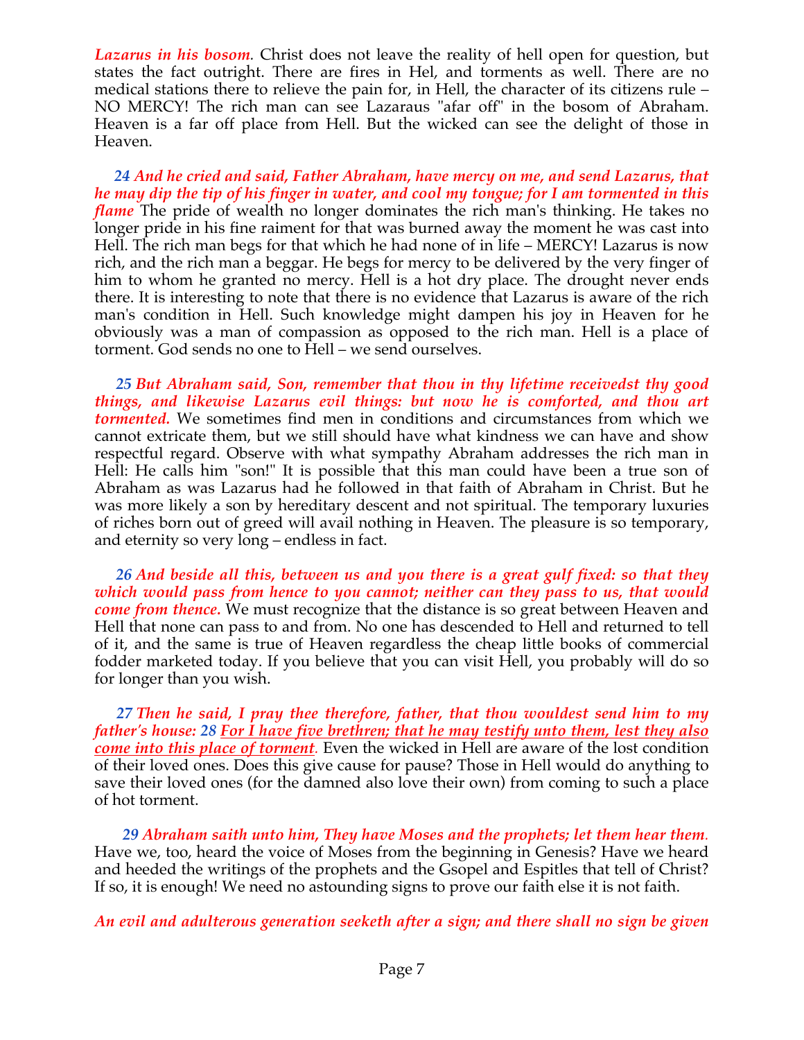*Lazarus in his bosom.* Christ does not leave the reality of hell open for question, but states the fact outright. There are fires in Hel, and torments as well. There are no medical stations there to relieve the pain for, in Hell, the character of its citizens rule – NO MERCY! The rich man can see Lazaraus "afar off" in the bosom of Abraham. Heaven is a far off place from Hell. But the wicked can see the delight of those in Heaven.

***24 And he cried and said, Father Abraham, have mercy on me, and send Lazarus, that he may dip the tip of his finger in water, and cool my tongue; for I am tormented in this flame*** The pride of wealth no longer dominates the rich man's thinking. He takes no longer pride in his fine raiment for that was burned away the moment he was cast into Hell. The rich man begs for that which he had none of in life – MERCY! Lazarus is now rich, and the rich man a beggar. He begs for mercy to be delivered by the very finger of him to whom he granted no mercy. Hell is a hot dry place. The drought never ends there. It is interesting to note that there is no evidence that Lazarus is aware of the rich man's condition in Hell. Such knowledge might dampen his joy in Heaven for he obviously was a man of compassion as opposed to the rich man. Hell is a place of torment. God sends no one to Hell – we send ourselves.

***25 But Abraham said, Son, remember that thou in thy lifetime receivedst thy good things, and likewise Lazarus evil things: but now he is comforted, and thou art tormented.*** We sometimes find men in conditions and circumstances from which we cannot extricate them, but we still should have what kindness we can have and show respectful regard. Observe with what sympathy Abraham addresses the rich man in Hell: He calls him "son!" It is possible that this man could have been a true son of Abraham as was Lazarus had he followed in that faith of Abraham in Christ. But he was more likely a son by hereditary descent and not spiritual. The temporary luxuries of riches born out of greed will avail nothing in Heaven. The pleasure is so temporary, and eternity so very long – endless in fact.

***26 And beside all this, between us and you there is a great gulf fixed: so that they which would pass from hence to you cannot; neither can they pass to us, that would come from thence.*** We must recognize that the distance is so great between Heaven and Hell that none can pass to and from. No one has descended to Hell and returned to tell of it, and the same is true of Heaven regardless the cheap little books of commercial fodder marketed today. If you believe that you can visit Hell, you probably will do so for longer than you wish.

***27 Then he said, I pray thee therefore, father, that thou wouldest send him to my father's house: 28 <u>For I have five brethren; that he may testify unto them, lest they also come into this place of torment</u>.*** Even the wicked in Hell are aware of the lost condition of their loved ones. Does this give cause for pause? Those in Hell would do anything to save their loved ones (for the damned also love their own) from coming to such a place of hot torment.

***29 Abraham saith unto him, They have Moses and the prophets; let them hear them.*** Have we, too, heard the voice of Moses from the beginning in Genesis? Have we heard and heeded the writings of the prophets and the Gsopel and Espitles that tell of Christ? If so, it is enough! We need no astounding signs to prove our faith else it is not faith.

***An evil and adulterous generation seeketh after a sign; and there shall no sign be given***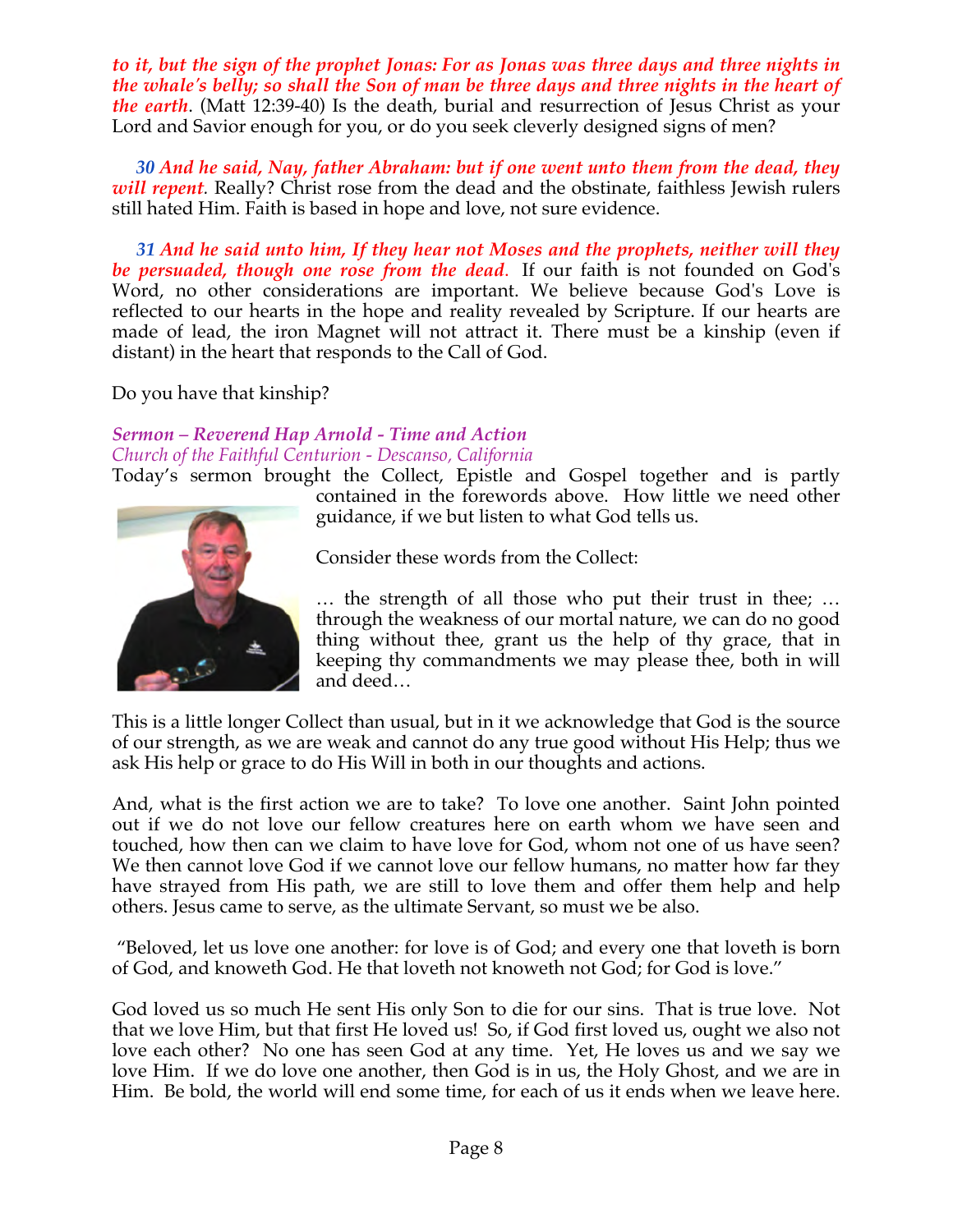***to it, but the sign of the prophet Jonas: For as Jonas was three days and three nights in the whale's belly; so shall the Son of man be three days and three nights in the heart of the earth***. (Matt 12:39-40) Is the death, burial and resurrection of Jesus Christ as your Lord and Savior enough for you, or do you seek cleverly designed signs of men?

***30 And he said, Nay, father Abraham: but if one went unto them from the dead, they will repent.*** Really? Christ rose from the dead and the obstinate, faithless Jewish rulers still hated Him. Faith is based in hope and love, not sure evidence.

***31 And he said unto him, If they hear not Moses and the prophets, neither will they be persuaded, though one rose from the dead.*** If our faith is not founded on God's Word, no other considerations are important. We believe because God's Love is reflected to our hearts in the hope and reality revealed by Scripture. If our hearts are made of lead, the iron Magnet will not attract it. There must be a kinship (even if distant) in the heart that responds to the Call of God.

Do you have that kinship?

### *Sermon – Reverend Hap Arnold - Time and Action*

*Church of the Faithful Centurion - Descanso, California*

Today's sermon brought the Collect, Epistle and Gospel together and is partly contained in the forewords above. How little we need other guidance, if we but listen to what God tells us.

Consider these words from the Collect:

… the strength of all those who put their trust in thee; … through the weakness of our mortal nature, we can do no good thing without thee, grant us the help of thy grace, that in keeping thy commandments we may please thee, both in will and deed…

This is a little longer Collect than usual, but in it we acknowledge that God is the source of our strength, as we are weak and cannot do any true good without His Help; thus we ask His help or grace to do His Will in both in our thoughts and actions.

And, what is the first action we are to take? To love one another. Saint John pointed out if we do not love our fellow creatures here on earth whom we have seen and touched, how then can we claim to have love for God, whom not one of us have seen? We then cannot love God if we cannot love our fellow humans, no matter how far they have strayed from His path, we are still to love them and offer them help and help others. Jesus came to serve, as the ultimate Servant, so must we be also.

"Beloved, let us love one another: for love is of God; and every one that loveth is born of God, and knoweth God. He that loveth not knoweth not God; for God is love."

God loved us so much He sent His only Son to die for our sins. That is true love. Not that we love Him, but that first He loved us! So, if God first loved us, ought we also not love each other? No one has seen God at any time. Yet, He loves us and we say we love Him. If we do love one another, then God is in us, the Holy Ghost, and we are in Him. Be bold, the world will end some time, for each of us it ends when we leave here.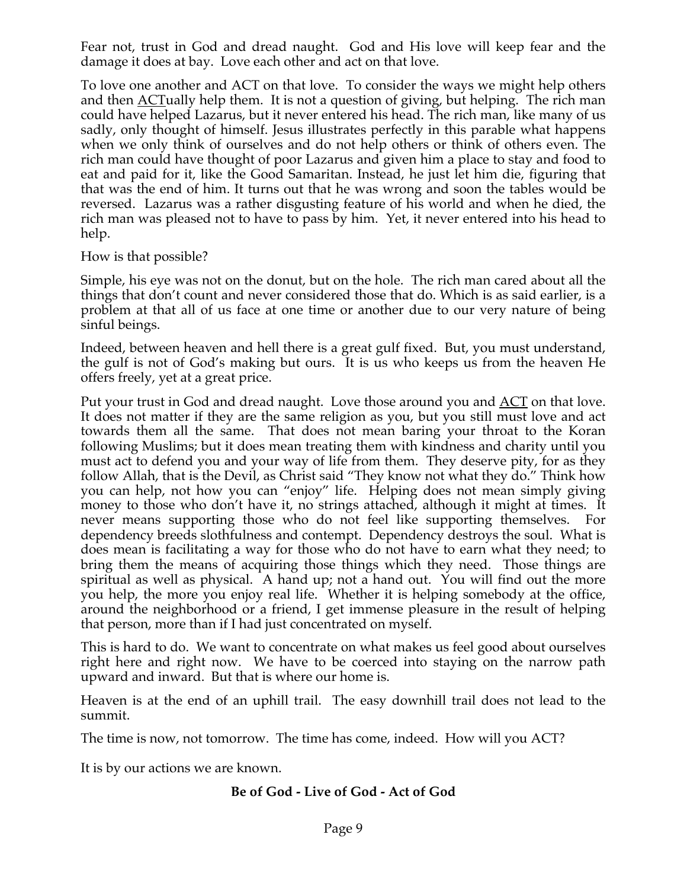Fear not, trust in God and dread naught. God and His love will keep fear and the damage it does at bay. Love each other and act on that love.

To love one another and ACT on that love. To consider the ways we might help others and then <u>ACT</u>ually help them. It is not a question of giving, but helping. The rich man could have helped Lazarus, but it never entered his head. The rich man, like many of us sadly, only thought of himself. Jesus illustrates perfectly in this parable what happens when we only think of ourselves and do not help others or think of others even. The rich man could have thought of poor Lazarus and given him a place to stay and food to eat and paid for it, like the Good Samaritan. Instead, he just let him die, figuring that that was the end of him. It turns out that he was wrong and soon the tables would be reversed. Lazarus was a rather disgusting feature of his world and when he died, the rich man was pleased not to have to pass by him. Yet, it never entered into his head to help.

How is that possible?

Simple, his eye was not on the donut, but on the hole. The rich man cared about all the things that don't count and never considered those that do. Which is as said earlier, is a problem at that all of us face at one time or another due to our very nature of being sinful beings.

Indeed, between heaven and hell there is a great gulf fixed. But, you must understand, the gulf is not of God's making but ours. It is us who keeps us from the heaven He offers freely, yet at a great price.

Put your trust in God and dread naught. Love those around you and <u>ACT</u> on that love. It does not matter if they are the same religion as you, but you still must love and act towards them all the same. That does not mean baring your throat to the Koran following Muslims; but it does mean treating them with kindness and charity until you must act to defend you and your way of life from them. They deserve pity, for as they follow Allah, that is the Devil, as Christ said "They know not what they do." Think how you can help, not how you can "enjoy" life. Helping does not mean simply giving money to those who don't have it, no strings attached, although it might at times. It never means supporting those who do not feel like supporting themselves. For dependency breeds slothfulness and contempt. Dependency destroys the soul. What is does mean is facilitating a way for those who do not have to earn what they need; to bring them the means of acquiring those things which they need. Those things are spiritual as well as physical. A hand up; not a hand out. You will find out the more you help, the more you enjoy real life. Whether it is helping somebody at the office, around the neighborhood or a friend, I get immense pleasure in the result of helping that person, more than if I had just concentrated on myself.

This is hard to do. We want to concentrate on what makes us feel good about ourselves right here and right now. We have to be coerced into staying on the narrow path upward and inward. But that is where our home is.

Heaven is at the end of an uphill trail. The easy downhill trail does not lead to the summit.

The time is now, not tomorrow. The time has come, indeed. How will you ACT?

It is by our actions we are known.

**Be of God - Live of God - Act of God**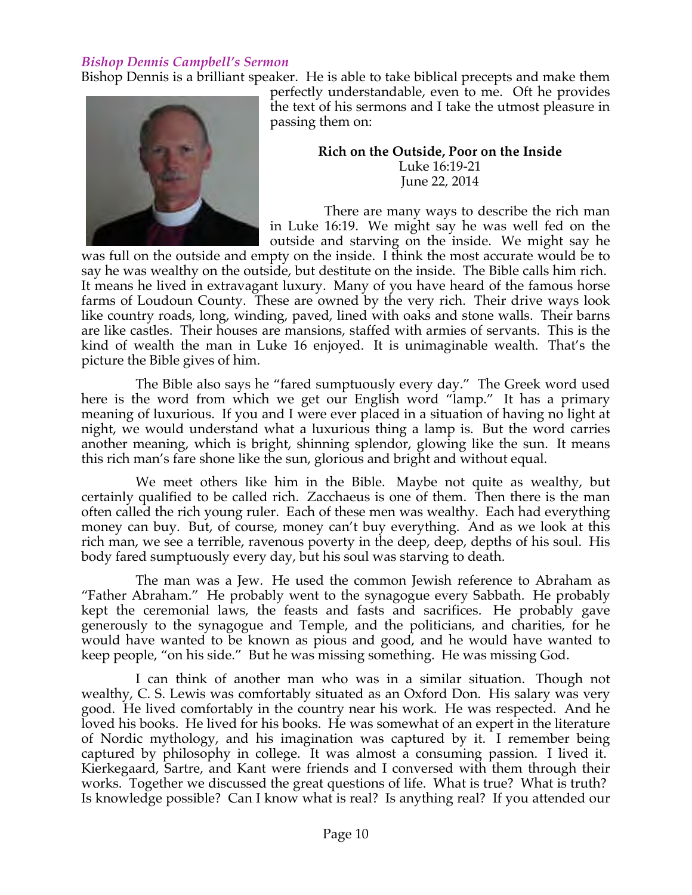*Bishop Dennis Campbell's Sermon*

Bishop Dennis is a brilliant speaker. He is able to take biblical precepts and make them perfectly understandable, even to me. Oft he provides the text of his sermons and I take the utmost pleasure in passing them on:

**Rich on the Outside, Poor on the Inside**
Luke 16:19-21
June 22, 2014

There are many ways to describe the rich man in Luke 16:19. We might say he was well fed on the outside and starving on the inside. We might say he was full on the outside and empty on the inside. I think the most accurate would be to say he was wealthy on the outside, but destitute on the inside. The Bible calls him rich. It means he lived in extravagant luxury. Many of you have heard of the famous horse farms of Loudoun County. These are owned by the very rich. Their drive ways look like country roads, long, winding, paved, lined with oaks and stone walls. Their barns are like castles. Their houses are mansions, staffed with armies of servants. This is the kind of wealth the man in Luke 16 enjoyed. It is unimaginable wealth. That's the picture the Bible gives of him.

The Bible also says he "fared sumptuously every day." The Greek word used here is the word from which we get our English word "lamp." It has a primary meaning of luxurious. If you and I were ever placed in a situation of having no light at night, we would understand what a luxurious thing a lamp is. But the word carries another meaning, which is bright, shinning splendor, glowing like the sun. It means this rich man's fare shone like the sun, glorious and bright and without equal.

We meet others like him in the Bible. Maybe not quite as wealthy, but certainly qualified to be called rich. Zacchaeus is one of them. Then there is the man often called the rich young ruler. Each of these men was wealthy. Each had everything money can buy. But, of course, money can't buy everything. And as we look at this rich man, we see a terrible, ravenous poverty in the deep, deep, depths of his soul. His body fared sumptuously every day, but his soul was starving to death.

The man was a Jew. He used the common Jewish reference to Abraham as "Father Abraham." He probably went to the synagogue every Sabbath. He probably kept the ceremonial laws, the feasts and fasts and sacrifices. He probably gave generously to the synagogue and Temple, and the politicians, and charities, for he would have wanted to be known as pious and good, and he would have wanted to keep people, "on his side." But he was missing something. He was missing God.

I can think of another man who was in a similar situation. Though not wealthy, C. S. Lewis was comfortably situated as an Oxford Don. His salary was very good. He lived comfortably in the country near his work. He was respected. And he loved his books. He lived for his books. He was somewhat of an expert in the literature of Nordic mythology, and his imagination was captured by it. I remember being captured by philosophy in college. It was almost a consuming passion. I lived it. Kierkegaard, Sartre, and Kant were friends and I conversed with them through their works. Together we discussed the great questions of life. What is true? What is truth? Is knowledge possible? Can I know what is real? Is anything real? If you attended our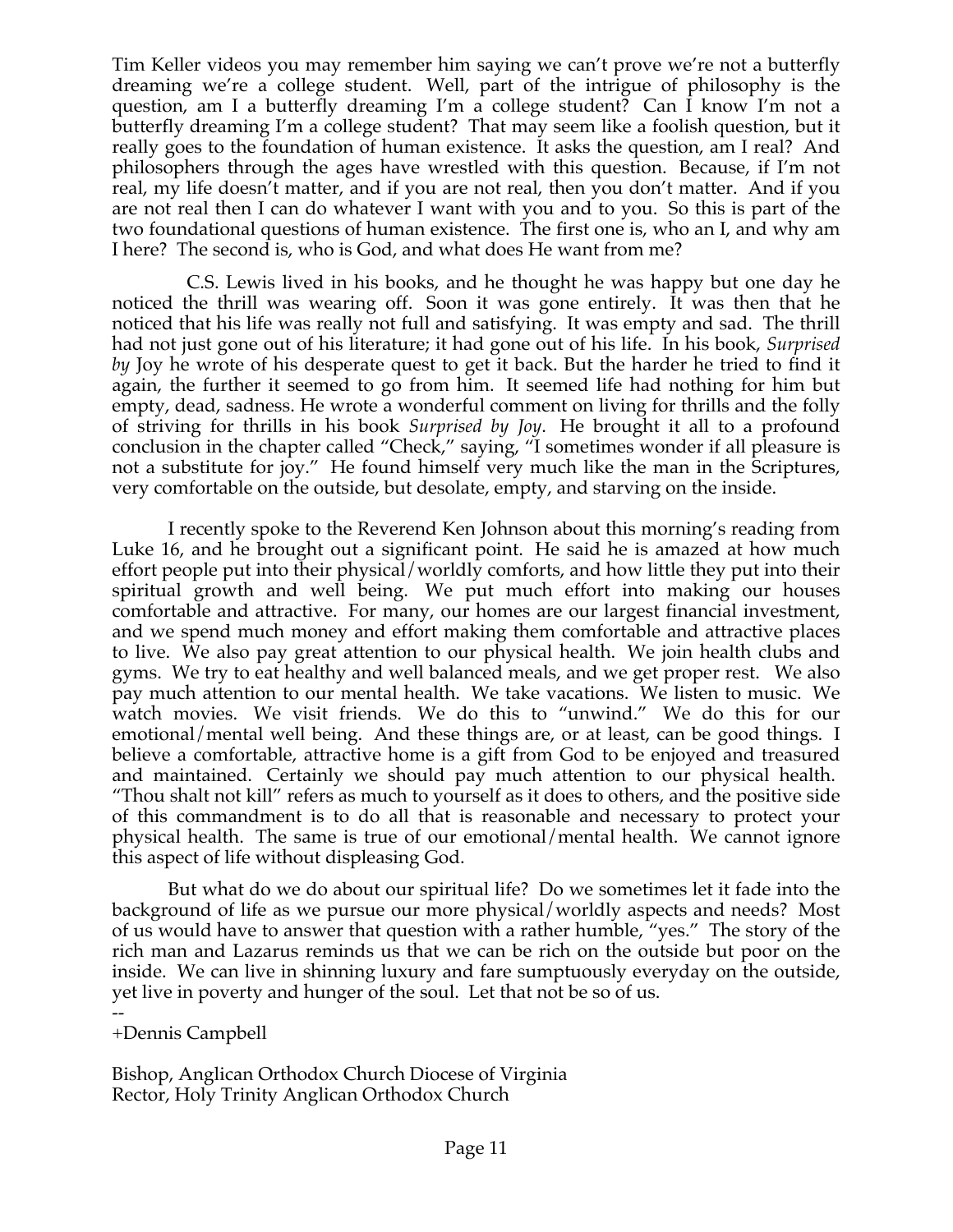Tim Keller videos you may remember him saying we can't prove we're not a butterfly dreaming we're a college student. Well, part of the intrigue of philosophy is the question, am I a butterfly dreaming I'm a college student? Can I know I'm not a butterfly dreaming I'm a college student? That may seem like a foolish question, but it really goes to the foundation of human existence. It asks the question, am I real? And philosophers through the ages have wrestled with this question. Because, if I'm not real, my life doesn't matter, and if you are not real, then you don't matter. And if you are not real then I can do whatever I want with you and to you. So this is part of the two foundational questions of human existence. The first one is, who an I, and why am I here? The second is, who is God, and what does He want from me?

C.S. Lewis lived in his books, and he thought he was happy but one day he noticed the thrill was wearing off. Soon it was gone entirely. It was then that he noticed that his life was really not full and satisfying. It was empty and sad. The thrill had not just gone out of his literature; it had gone out of his life. In his book, *Surprised by* Joy he wrote of his desperate quest to get it back. But the harder he tried to find it again, the further it seemed to go from him. It seemed life had nothing for him but empty, dead, sadness. He wrote a wonderful comment on living for thrills and the folly of striving for thrills in his book *Surprised by Joy*. He brought it all to a profound conclusion in the chapter called "Check," saying, "I sometimes wonder if all pleasure is not a substitute for joy." He found himself very much like the man in the Scriptures, very comfortable on the outside, but desolate, empty, and starving on the inside.

I recently spoke to the Reverend Ken Johnson about this morning's reading from Luke 16, and he brought out a significant point. He said he is amazed at how much effort people put into their physical/worldly comforts, and how little they put into their spiritual growth and well being. We put much effort into making our houses comfortable and attractive. For many, our homes are our largest financial investment, and we spend much money and effort making them comfortable and attractive places to live. We also pay great attention to our physical health. We join health clubs and gyms. We try to eat healthy and well balanced meals, and we get proper rest. We also pay much attention to our mental health. We take vacations. We listen to music. We watch movies. We visit friends. We do this to "unwind." We do this for our emotional/mental well being. And these things are, or at least, can be good things. I believe a comfortable, attractive home is a gift from God to be enjoyed and treasured and maintained. Certainly we should pay much attention to our physical health. "Thou shalt not kill" refers as much to yourself as it does to others, and the positive side of this commandment is to do all that is reasonable and necessary to protect your physical health. The same is true of our emotional/mental health. We cannot ignore this aspect of life without displeasing God.

But what do we do about our spiritual life? Do we sometimes let it fade into the background of life as we pursue our more physical/worldly aspects and needs? Most of us would have to answer that question with a rather humble, "yes." The story of the rich man and Lazarus reminds us that we can be rich on the outside but poor on the inside. We can live in shinning luxury and fare sumptuously everyday on the outside, yet live in poverty and hunger of the soul. Let that not be so of us.

--
+Dennis Campbell

Bishop, Anglican Orthodox Church Diocese of Virginia
Rector, Holy Trinity Anglican Orthodox Church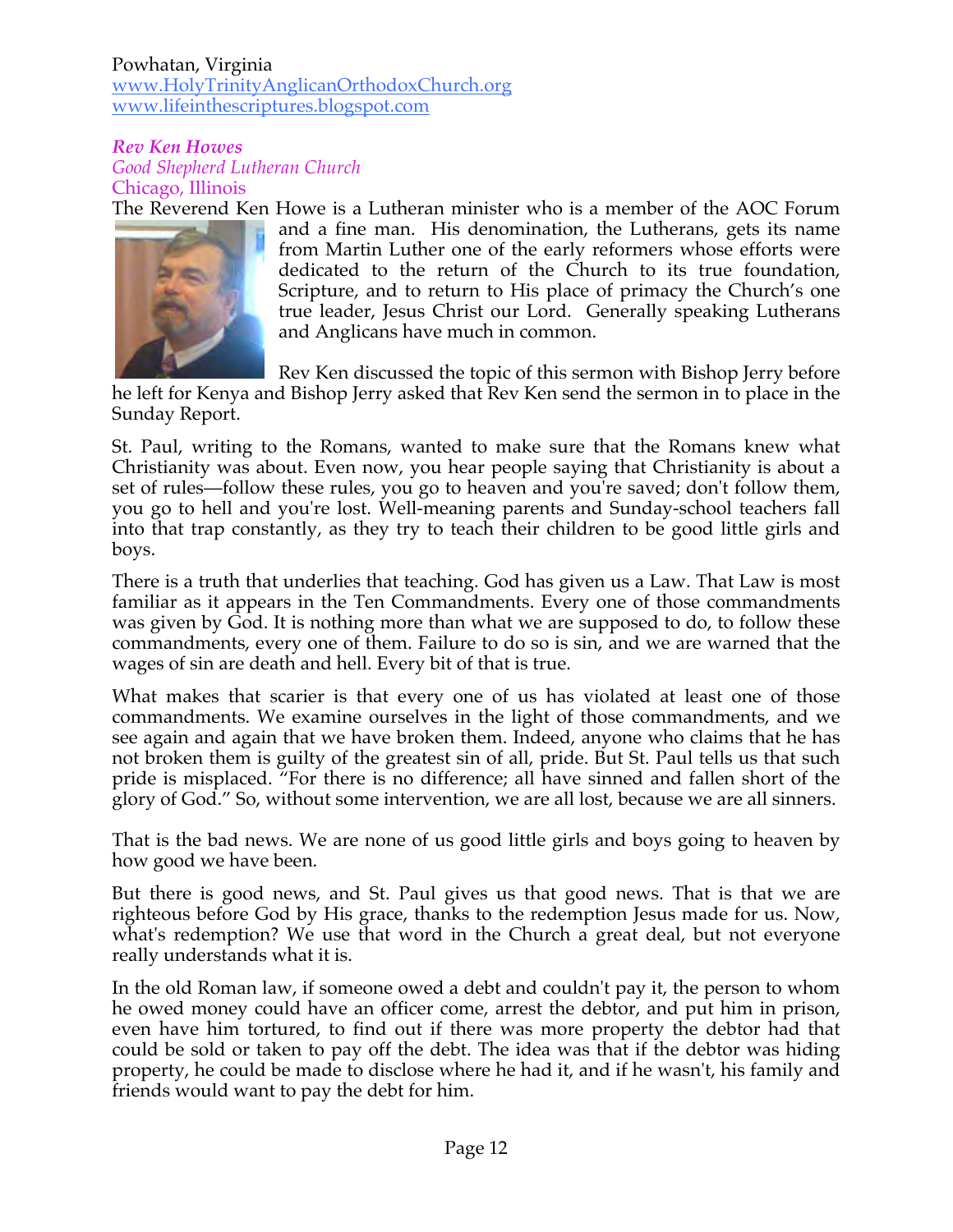Powhatan, Virginia
www.HolyTrinityAnglicanOrthodoxChurch.org
www.lifeinthescriptures.blogspot.com

***Rev Ken Howes***
*Good Shepherd Lutheran Church*
Chicago, Illinois

The Reverend Ken Howe is a Lutheran minister who is a member of the AOC Forum and a fine man. His denomination, the Lutherans, gets its name from Martin Luther one of the early reformers whose efforts were dedicated to the return of the Church to its true foundation, Scripture, and to return to His place of primacy the Church's one true leader, Jesus Christ our Lord. Generally speaking Lutherans and Anglicans have much in common.

Rev Ken discussed the topic of this sermon with Bishop Jerry before he left for Kenya and Bishop Jerry asked that Rev Ken send the sermon in to place in the Sunday Report.

St. Paul, writing to the Romans, wanted to make sure that the Romans knew what Christianity was about. Even now, you hear people saying that Christianity is about a set of rules—follow these rules, you go to heaven and you're saved; don't follow them, you go to hell and you're lost. Well-meaning parents and Sunday-school teachers fall into that trap constantly, as they try to teach their children to be good little girls and boys.

There is a truth that underlies that teaching. God has given us a Law. That Law is most familiar as it appears in the Ten Commandments. Every one of those commandments was given by God. It is nothing more than what we are supposed to do, to follow these commandments, every one of them. Failure to do so is sin, and we are warned that the wages of sin are death and hell. Every bit of that is true.

What makes that scarier is that every one of us has violated at least one of those commandments. We examine ourselves in the light of those commandments, and we see again and again that we have broken them. Indeed, anyone who claims that he has not broken them is guilty of the greatest sin of all, pride. But St. Paul tells us that such pride is misplaced. "For there is no difference; all have sinned and fallen short of the glory of God." So, without some intervention, we are all lost, because we are all sinners.

That is the bad news. We are none of us good little girls and boys going to heaven by how good we have been.

But there is good news, and St. Paul gives us that good news. That is that we are righteous before God by His grace, thanks to the redemption Jesus made for us. Now, what's redemption? We use that word in the Church a great deal, but not everyone really understands what it is.

In the old Roman law, if someone owed a debt and couldn't pay it, the person to whom he owed money could have an officer come, arrest the debtor, and put him in prison, even have him tortured, to find out if there was more property the debtor had that could be sold or taken to pay off the debt. The idea was that if the debtor was hiding property, he could be made to disclose where he had it, and if he wasn't, his family and friends would want to pay the debt for him.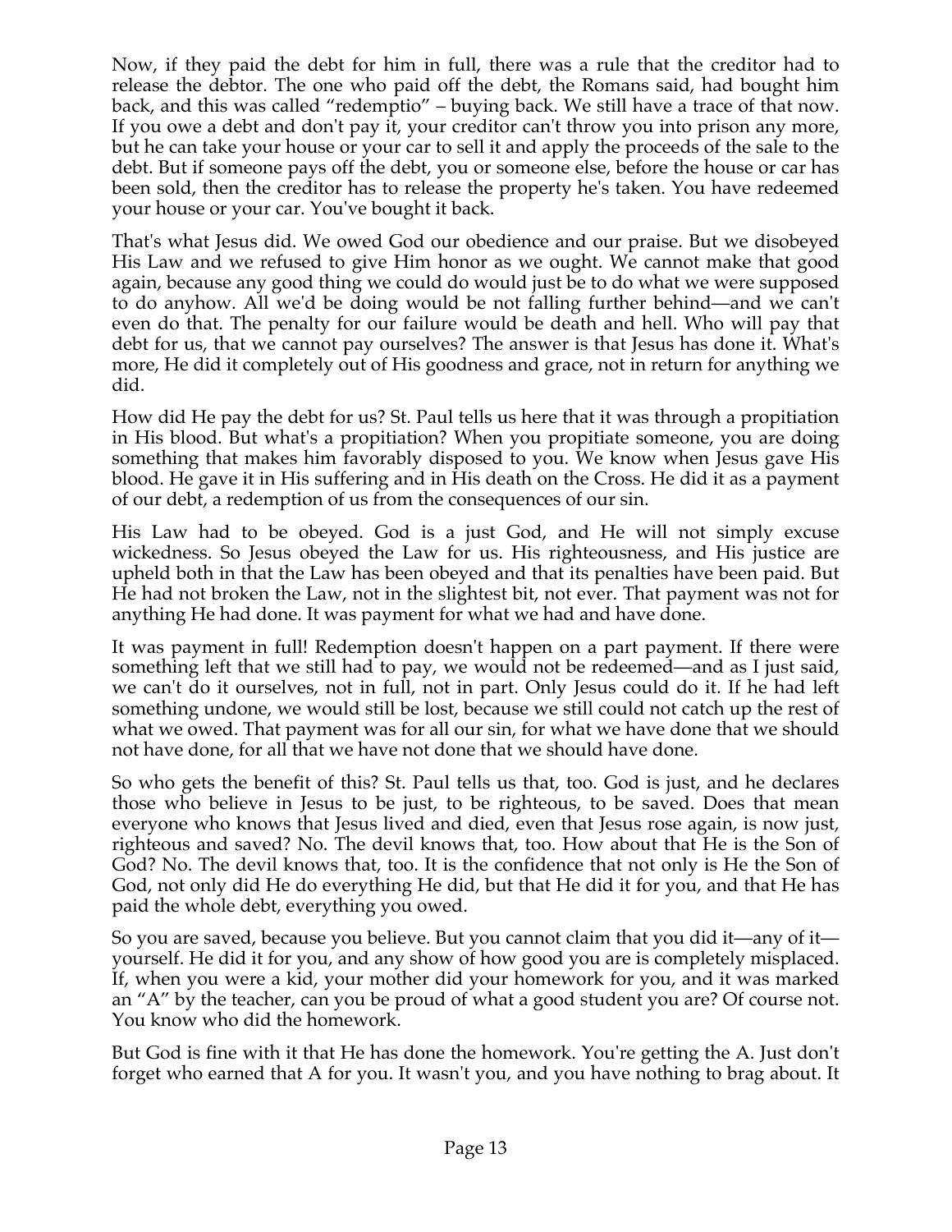Now, if they paid the debt for him in full, there was a rule that the creditor had to release the debtor. The one who paid off the debt, the Romans said, had bought him back, and this was called "redemptio" – buying back. We still have a trace of that now. If you owe a debt and don't pay it, your creditor can't throw you into prison any more, but he can take your house or your car to sell it and apply the proceeds of the sale to the debt. But if someone pays off the debt, you or someone else, before the house or car has been sold, then the creditor has to release the property he's taken. You have redeemed your house or your car. You've bought it back.

That's what Jesus did. We owed God our obedience and our praise. But we disobeyed His Law and we refused to give Him honor as we ought. We cannot make that good again, because any good thing we could do would just be to do what we were supposed to do anyhow. All we'd be doing would be not falling further behind—and we can't even do that. The penalty for our failure would be death and hell. Who will pay that debt for us, that we cannot pay ourselves? The answer is that Jesus has done it. What's more, He did it completely out of His goodness and grace, not in return for anything we did.

How did He pay the debt for us? St. Paul tells us here that it was through a propitiation in His blood. But what's a propitiation? When you propitiate someone, you are doing something that makes him favorably disposed to you. We know when Jesus gave His blood. He gave it in His suffering and in His death on the Cross. He did it as a payment of our debt, a redemption of us from the consequences of our sin.

His Law had to be obeyed. God is a just God, and He will not simply excuse wickedness. So Jesus obeyed the Law for us. His righteousness, and His justice are upheld both in that the Law has been obeyed and that its penalties have been paid. But He had not broken the Law, not in the slightest bit, not ever. That payment was not for anything He had done. It was payment for what we had and have done.

It was payment in full! Redemption doesn't happen on a part payment. If there were something left that we still had to pay, we would not be redeemed—and as I just said, we can't do it ourselves, not in full, not in part. Only Jesus could do it. If he had left something undone, we would still be lost, because we still could not catch up the rest of what we owed. That payment was for all our sin, for what we have done that we should not have done, for all that we have not done that we should have done.

So who gets the benefit of this? St. Paul tells us that, too. God is just, and he declares those who believe in Jesus to be just, to be righteous, to be saved. Does that mean everyone who knows that Jesus lived and died, even that Jesus rose again, is now just, righteous and saved? No. The devil knows that, too. How about that He is the Son of God? No. The devil knows that, too. It is the confidence that not only is He the Son of God, not only did He do everything He did, but that He did it for you, and that He has paid the whole debt, everything you owed.

So you are saved, because you believe. But you cannot claim that you did it—any of it—yourself. He did it for you, and any show of how good you are is completely misplaced. If, when you were a kid, your mother did your homework for you, and it was marked an "A" by the teacher, can you be proud of what a good student you are? Of course not. You know who did the homework.

But God is fine with it that He has done the homework. You're getting the A. Just don't forget who earned that A for you. It wasn't you, and you have nothing to brag about. It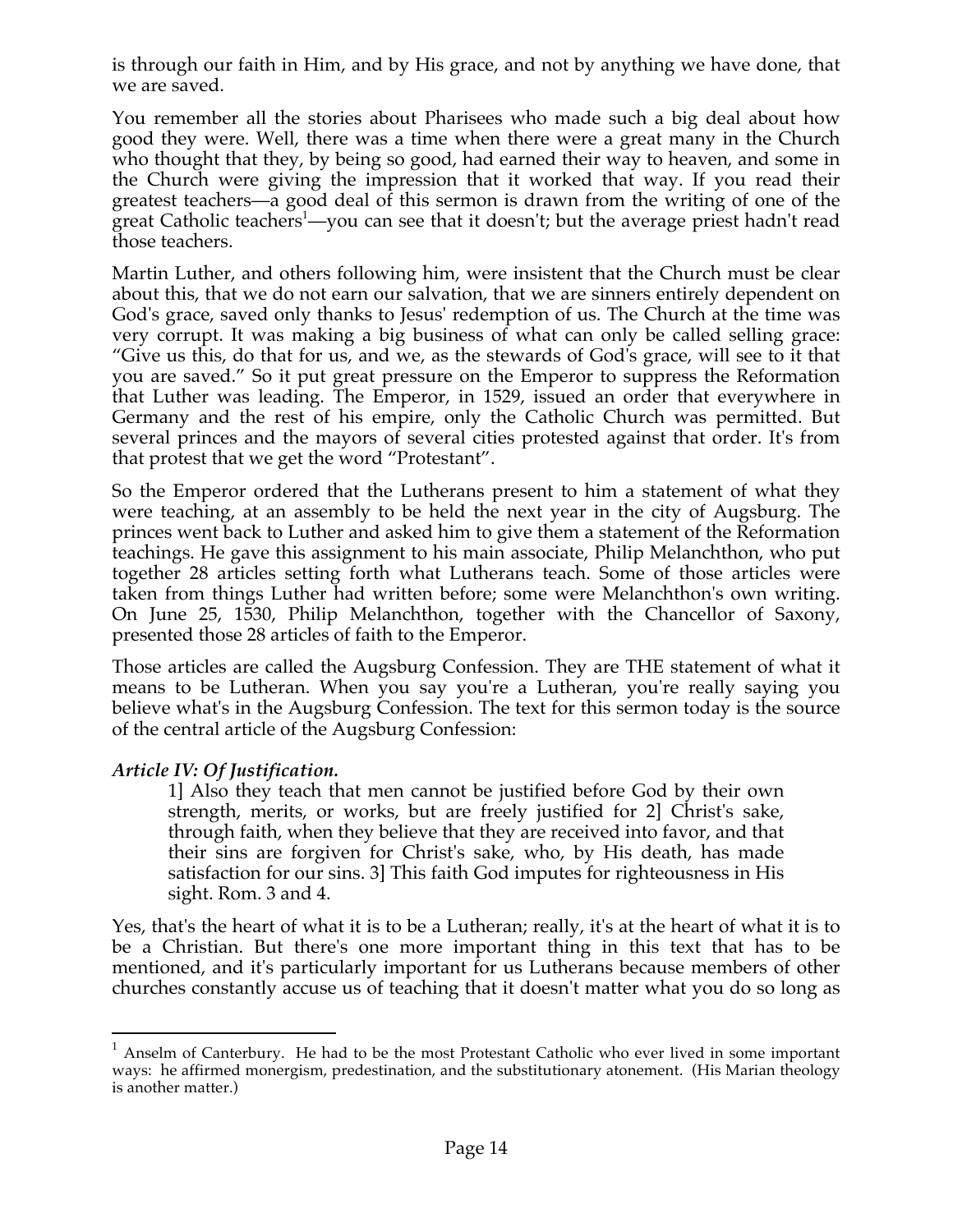is through our faith in Him, and by His grace, and not by anything we have done, that we are saved.

You remember all the stories about Pharisees who made such a big deal about how good they were. Well, there was a time when there were a great many in the Church who thought that they, by being so good, had earned their way to heaven, and some in the Church were giving the impression that it worked that way. If you read their greatest teachers—a good deal of this sermon is drawn from the writing of one of the great Catholic teachers[1]—you can see that it doesn't; but the average priest hadn't read those teachers.

Martin Luther, and others following him, were insistent that the Church must be clear about this, that we do not earn our salvation, that we are sinners entirely dependent on God's grace, saved only thanks to Jesus' redemption of us. The Church at the time was very corrupt. It was making a big business of what can only be called selling grace: "Give us this, do that for us, and we, as the stewards of God's grace, will see to it that you are saved." So it put great pressure on the Emperor to suppress the Reformation that Luther was leading. The Emperor, in 1529, issued an order that everywhere in Germany and the rest of his empire, only the Catholic Church was permitted. But several princes and the mayors of several cities protested against that order. It's from that protest that we get the word "Protestant".

So the Emperor ordered that the Lutherans present to him a statement of what they were teaching, at an assembly to be held the next year in the city of Augsburg. The princes went back to Luther and asked him to give them a statement of the Reformation teachings. He gave this assignment to his main associate, Philip Melanchthon, who put together 28 articles setting forth what Lutherans teach. Some of those articles were taken from things Luther had written before; some were Melanchthon's own writing. On June 25, 1530, Philip Melanchthon, together with the Chancellor of Saxony, presented those 28 articles of faith to the Emperor.

Those articles are called the Augsburg Confession. They are THE statement of what it means to be Lutheran. When you say you're a Lutheran, you're really saying you believe what's in the Augsburg Confession. The text for this sermon today is the source of the central article of the Augsburg Confession:

***Article IV: Of Justification.***

> 1] Also they teach that men cannot be justified before God by their own strength, merits, or works, but are freely justified for 2] Christ's sake, through faith, when they believe that they are received into favor, and that their sins are forgiven for Christ's sake, who, by His death, has made satisfaction for our sins. 3] This faith God imputes for righteousness in His sight. Rom. 3 and 4.

Yes, that's the heart of what it is to be a Lutheran; really, it's at the heart of what it is to be a Christian. But there's one more important thing in this text that has to be mentioned, and it's particularly important for us Lutherans because members of other churches constantly accuse us of teaching that it doesn't matter what you do so long as

---

[1] Anselm of Canterbury. He had to be the most Protestant Catholic who ever lived in some important ways: he affirmed monergism, predestination, and the substitutionary atonement. (His Marian theology is another matter.)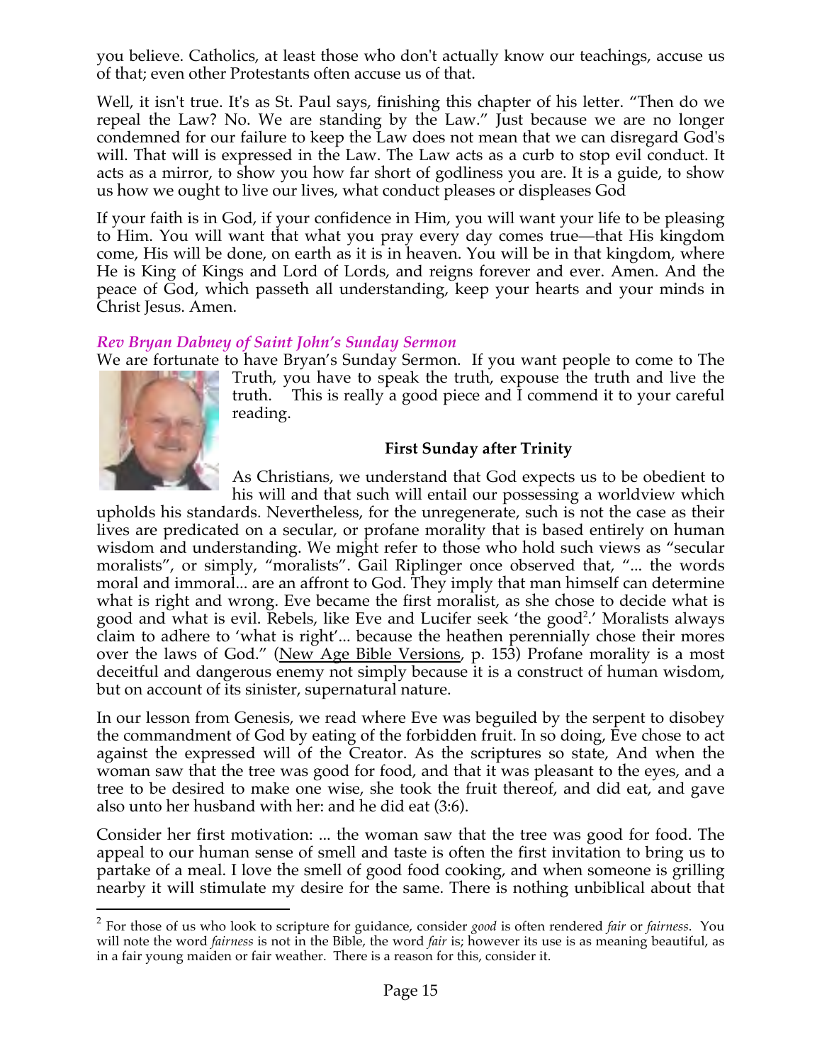you believe. Catholics, at least those who don't actually know our teachings, accuse us of that; even other Protestants often accuse us of that.

Well, it isn't true. It's as St. Paul says, finishing this chapter of his letter. "Then do we repeal the Law? No. We are standing by the Law." Just because we are no longer condemned for our failure to keep the Law does not mean that we can disregard God's will. That will is expressed in the Law. The Law acts as a curb to stop evil conduct. It acts as a mirror, to show you how far short of godliness you are. It is a guide, to show us how we ought to live our lives, what conduct pleases or displeases God

If your faith is in God, if your confidence in Him, you will want your life to be pleasing to Him. You will want that what you pray every day comes true—that His kingdom come, His will be done, on earth as it is in heaven. You will be in that kingdom, where He is King of Kings and Lord of Lords, and reigns forever and ever. Amen. And the peace of God, which passeth all understanding, keep your hearts and your minds in Christ Jesus. Amen.

### *Rev Bryan Dabney of Saint John's Sunday Sermon*

We are fortunate to have Bryan's Sunday Sermon. If you want people to come to The Truth, you have to speak the truth, expouse the truth and live the truth. This is really a good piece and I commend it to your careful reading.

**First Sunday after Trinity**

As Christians, we understand that God expects us to be obedient to his will and that such will entail our possessing a worldview which upholds his standards. Nevertheless, for the unregenerate, such is not the case as their lives are predicated on a secular, or profane morality that is based entirely on human wisdom and understanding. We might refer to those who hold such views as "secular moralists", or simply, "moralists". Gail Riplinger once observed that, "... the words moral and immoral... are an affront to God. They imply that man himself can determine what is right and wrong. Eve became the first moralist, as she chose to decide what is good and what is evil. Rebels, like Eve and Lucifer seek 'the good[2].' Moralists always claim to adhere to 'what is right'... because the heathen perennially chose their mores over the laws of God." (<u>New Age Bible Versions</u>, p. 153) Profane morality is a most deceitful and dangerous enemy not simply because it is a construct of human wisdom, but on account of its sinister, supernatural nature.

In our lesson from Genesis, we read where Eve was beguiled by the serpent to disobey the commandment of God by eating of the forbidden fruit. In so doing, Eve chose to act against the expressed will of the Creator. As the scriptures so state, And when the woman saw that the tree was good for food, and that it was pleasant to the eyes, and a tree to be desired to make one wise, she took the fruit thereof, and did eat, and gave also unto her husband with her: and he did eat (3:6).

Consider her first motivation: ... the woman saw that the tree was good for food. The appeal to our human sense of smell and taste is often the first invitation to bring us to partake of a meal. I love the smell of good food cooking, and when someone is grilling nearby it will stimulate my desire for the same. There is nothing unbiblical about that

---

[2] For those of us who look to scripture for guidance, consider *good* is often rendered *fair* or *fairness*. You will note the word *fairness* is not in the Bible, the word *fair* is; however its use is as meaning beautiful, as in a fair young maiden or fair weather. There is a reason for this, consider it.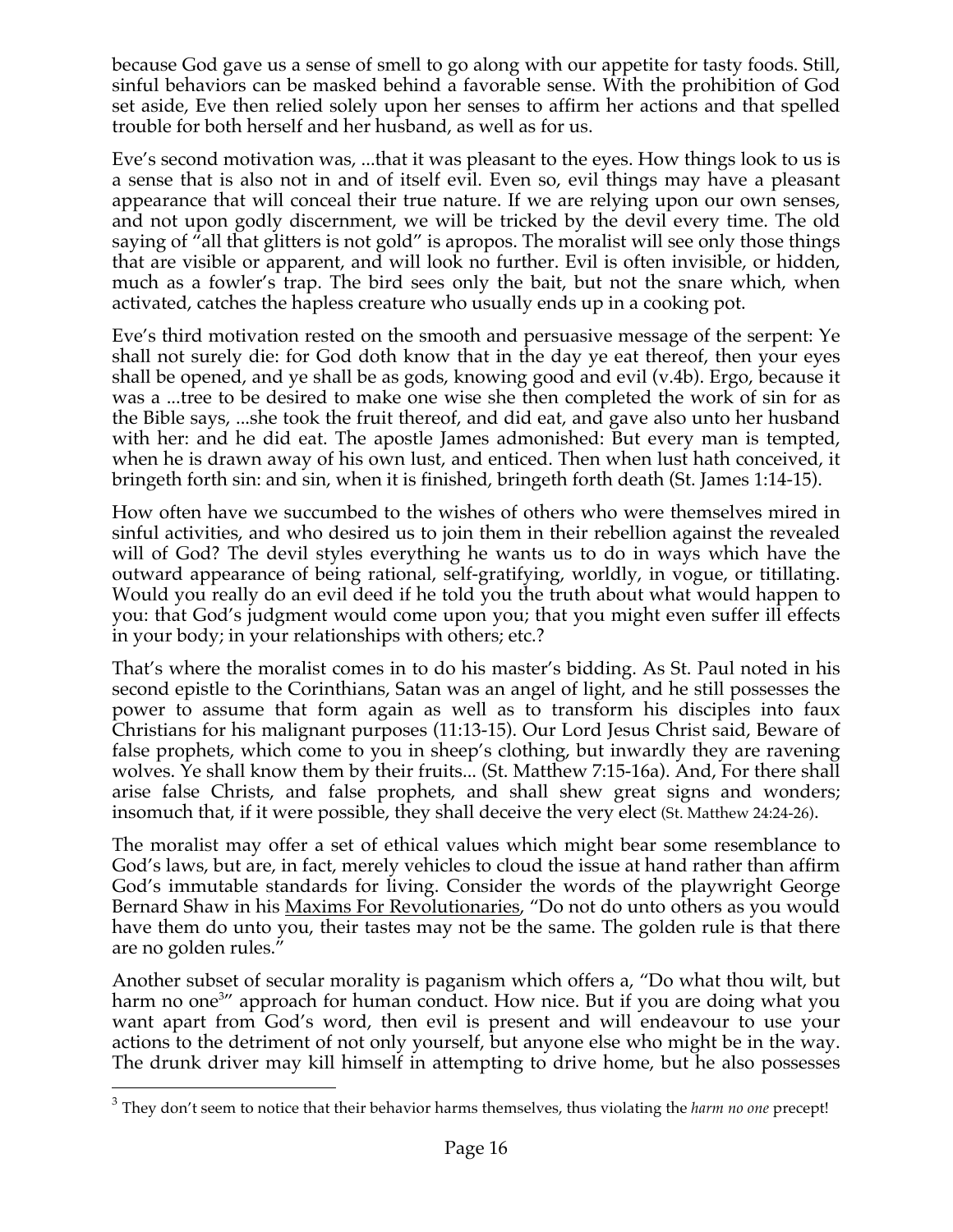because God gave us a sense of smell to go along with our appetite for tasty foods. Still, sinful behaviors can be masked behind a favorable sense. With the prohibition of God set aside, Eve then relied solely upon her senses to affirm her actions and that spelled trouble for both herself and her husband, as well as for us.

Eve's second motivation was, ...that it was pleasant to the eyes. How things look to us is a sense that is also not in and of itself evil. Even so, evil things may have a pleasant appearance that will conceal their true nature. If we are relying upon our own senses, and not upon godly discernment, we will be tricked by the devil every time. The old saying of "all that glitters is not gold" is apropos. The moralist will see only those things that are visible or apparent, and will look no further. Evil is often invisible, or hidden, much as a fowler's trap. The bird sees only the bait, but not the snare which, when activated, catches the hapless creature who usually ends up in a cooking pot.

Eve's third motivation rested on the smooth and persuasive message of the serpent: Ye shall not surely die: for God doth know that in the day ye eat thereof, then your eyes shall be opened, and ye shall be as gods, knowing good and evil (v.4b). Ergo, because it was a ...tree to be desired to make one wise she then completed the work of sin for as the Bible says, ...she took the fruit thereof, and did eat, and gave also unto her husband with her: and he did eat. The apostle James admonished: But every man is tempted, when he is drawn away of his own lust, and enticed. Then when lust hath conceived, it bringeth forth sin: and sin, when it is finished, bringeth forth death (St. James 1:14-15).

How often have we succumbed to the wishes of others who were themselves mired in sinful activities, and who desired us to join them in their rebellion against the revealed will of God? The devil styles everything he wants us to do in ways which have the outward appearance of being rational, self-gratifying, worldly, in vogue, or titillating. Would you really do an evil deed if he told you the truth about what would happen to you: that God's judgment would come upon you; that you might even suffer ill effects in your body; in your relationships with others; etc.?

That's where the moralist comes in to do his master's bidding. As St. Paul noted in his second epistle to the Corinthians, Satan was an angel of light, and he still possesses the power to assume that form again as well as to transform his disciples into faux Christians for his malignant purposes (11:13-15). Our Lord Jesus Christ said, Beware of false prophets, which come to you in sheep's clothing, but inwardly they are ravening wolves. Ye shall know them by their fruits... (St. Matthew 7:15-16a). And, For there shall arise false Christs, and false prophets, and shall shew great signs and wonders; insomuch that, if it were possible, they shall deceive the very elect (St. Matthew 24:24-26).

The moralist may offer a set of ethical values which might bear some resemblance to God's laws, but are, in fact, merely vehicles to cloud the issue at hand rather than affirm God's immutable standards for living. Consider the words of the playwright George Bernard Shaw in his <u>Maxims For Revolutionaries</u>, "Do not do unto others as you would have them do unto you, their tastes may not be the same. The golden rule is that there are no golden rules."

Another subset of secular morality is paganism which offers a, "Do what thou wilt, but harm no one[3]" approach for human conduct. How nice. But if you are doing what you want apart from God's word, then evil is present and will endeavour to use your actions to the detriment of not only yourself, but anyone else who might be in the way. The drunk driver may kill himself in attempting to drive home, but he also possesses

[3] They don't seem to notice that their behavior harms themselves, thus violating the *harm no one* precept!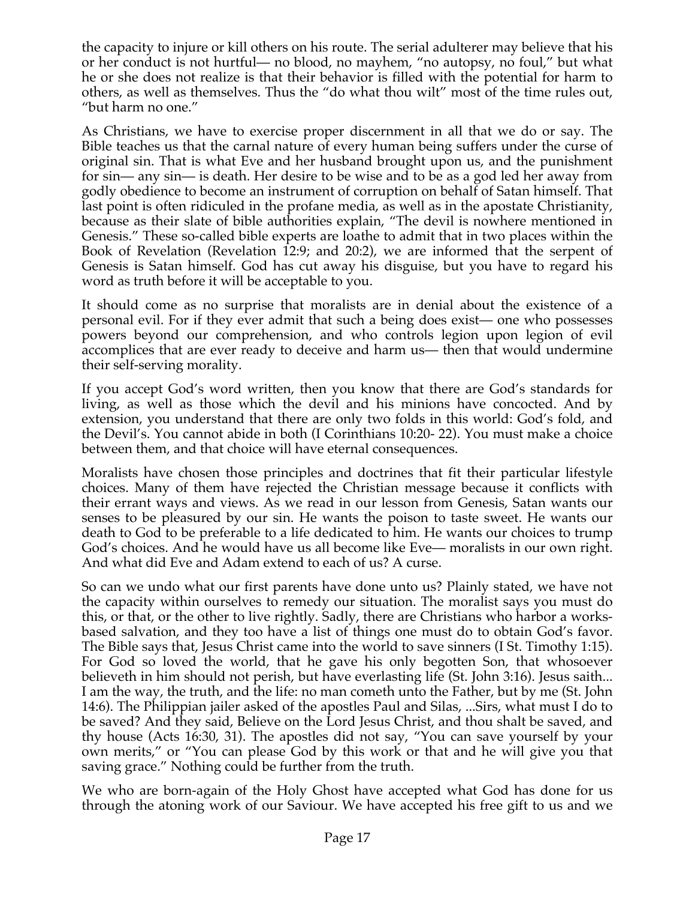the capacity to injure or kill others on his route. The serial adulterer may believe that his or her conduct is not hurtful— no blood, no mayhem, "no autopsy, no foul," but what he or she does not realize is that their behavior is filled with the potential for harm to others, as well as themselves. Thus the "do what thou wilt" most of the time rules out, "but harm no one."

As Christians, we have to exercise proper discernment in all that we do or say. The Bible teaches us that the carnal nature of every human being suffers under the curse of original sin. That is what Eve and her husband brought upon us, and the punishment for sin— any sin— is death. Her desire to be wise and to be as a god led her away from godly obedience to become an instrument of corruption on behalf of Satan himself. That last point is often ridiculed in the profane media, as well as in the apostate Christianity, because as their slate of bible authorities explain, "The devil is nowhere mentioned in Genesis." These so-called bible experts are loathe to admit that in two places within the Book of Revelation (Revelation 12:9; and 20:2), we are informed that the serpent of Genesis is Satan himself. God has cut away his disguise, but you have to regard his word as truth before it will be acceptable to you.

It should come as no surprise that moralists are in denial about the existence of a personal evil. For if they ever admit that such a being does exist— one who possesses powers beyond our comprehension, and who controls legion upon legion of evil accomplices that are ever ready to deceive and harm us— then that would undermine their self-serving morality.

If you accept God's word written, then you know that there are God's standards for living, as well as those which the devil and his minions have concocted. And by extension, you understand that there are only two folds in this world: God's fold, and the Devil's. You cannot abide in both (I Corinthians 10:20- 22). You must make a choice between them, and that choice will have eternal consequences.

Moralists have chosen those principles and doctrines that fit their particular lifestyle choices. Many of them have rejected the Christian message because it conflicts with their errant ways and views. As we read in our lesson from Genesis, Satan wants our senses to be pleasured by our sin. He wants the poison to taste sweet. He wants our death to God to be preferable to a life dedicated to him. He wants our choices to trump God's choices. And he would have us all become like Eve— moralists in our own right. And what did Eve and Adam extend to each of us? A curse.

So can we undo what our first parents have done unto us? Plainly stated, we have not the capacity within ourselves to remedy our situation. The moralist says you must do this, or that, or the other to live rightly. Sadly, there are Christians who harbor a works-based salvation, and they too have a list of things one must do to obtain God's favor. The Bible says that, Jesus Christ came into the world to save sinners (I St. Timothy 1:15). For God so loved the world, that he gave his only begotten Son, that whosoever believeth in him should not perish, but have everlasting life (St. John 3:16). Jesus saith... I am the way, the truth, and the life: no man cometh unto the Father, but by me (St. John 14:6). The Philippian jailer asked of the apostles Paul and Silas, ...Sirs, what must I do to be saved? And they said, Believe on the Lord Jesus Christ, and thou shalt be saved, and thy house (Acts 16:30, 31). The apostles did not say, "You can save yourself by your own merits," or "You can please God by this work or that and he will give you that saving grace." Nothing could be further from the truth.

We who are born-again of the Holy Ghost have accepted what God has done for us through the atoning work of our Saviour. We have accepted his free gift to us and we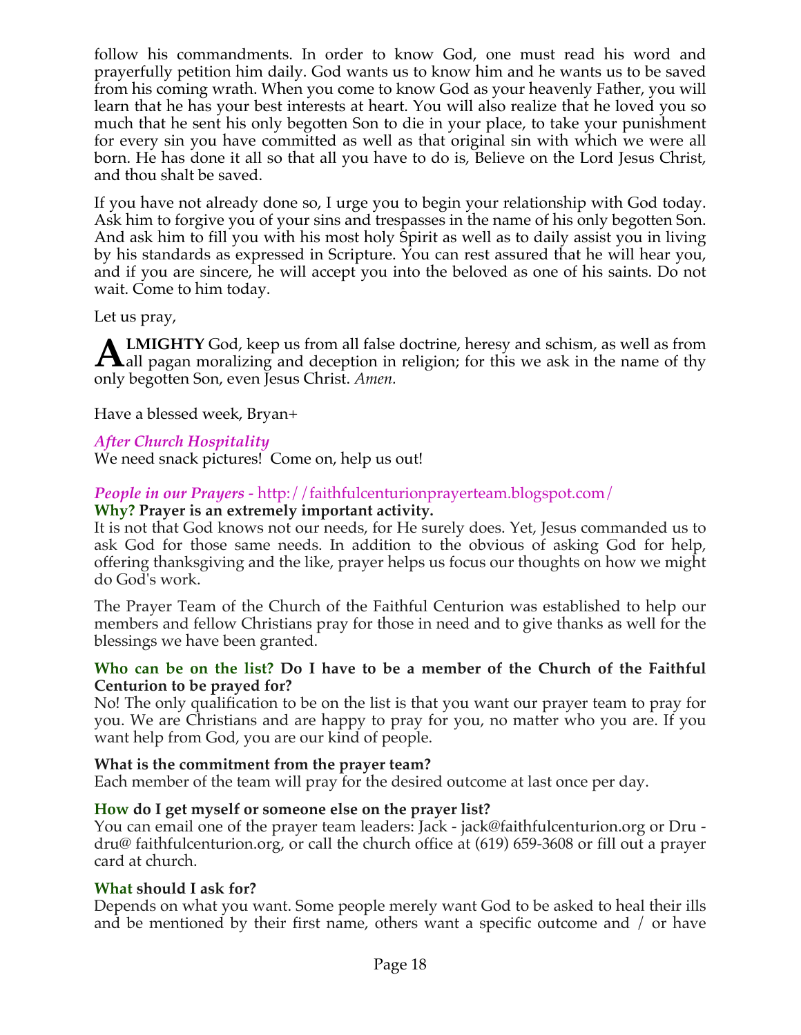follow his commandments. In order to know God, one must read his word and prayerfully petition him daily. God wants us to know him and he wants us to be saved from his coming wrath. When you come to know God as your heavenly Father, you will learn that he has your best interests at heart. You will also realize that he loved you so much that he sent his only begotten Son to die in your place, to take your punishment for every sin you have committed as well as that original sin with which we were all born. He has done it all so that all you have to do is, Believe on the Lord Jesus Christ, and thou shalt be saved.

If you have not already done so, I urge you to begin your relationship with God today. Ask him to forgive you of your sins and trespasses in the name of his only begotten Son. And ask him to fill you with his most holy Spirit as well as to daily assist you in living by his standards as expressed in Scripture. You can rest assured that he will hear you, and if you are sincere, he will accept you into the beloved as one of his saints. Do not wait. Come to him today.

Let us pray,

**ALMIGHTY** God, keep us from all false doctrine, heresy and schism, as well as from all pagan moralizing and deception in religion; for this we ask in the name of thy only begotten Son, even Jesus Christ. *Amen.*

Have a blessed week, Bryan+

### *After Church Hospitality*

We need snack pictures! Come on, help us out!

### *People in our Prayers* - http://faithfulcenturionprayerteam.blogspot.com/

**Why? Prayer is an extremely important activity.**

It is not that God knows not our needs, for He surely does. Yet, Jesus commanded us to ask God for those same needs. In addition to the obvious of asking God for help, offering thanksgiving and the like, prayer helps us focus our thoughts on how we might do God's work.

The Prayer Team of the Church of the Faithful Centurion was established to help our members and fellow Christians pray for those in need and to give thanks as well for the blessings we have been granted.

**Who can be on the list? Do I have to be a member of the Church of the Faithful Centurion to be prayed for?**

No! The only qualification to be on the list is that you want our prayer team to pray for you. We are Christians and are happy to pray for you, no matter who you are. If you want help from God, you are our kind of people.

**What is the commitment from the prayer team?**

Each member of the team will pray for the desired outcome at last once per day.

**How do I get myself or someone else on the prayer list?**

You can email one of the prayer team leaders: Jack - jack@faithfulcenturion.org or Dru - dru@ faithfulcenturion.org, or call the church office at (619) 659-3608 or fill out a prayer card at church.

**What should I ask for?**

Depends on what you want. Some people merely want God to be asked to heal their ills and be mentioned by their first name, others want a specific outcome and / or have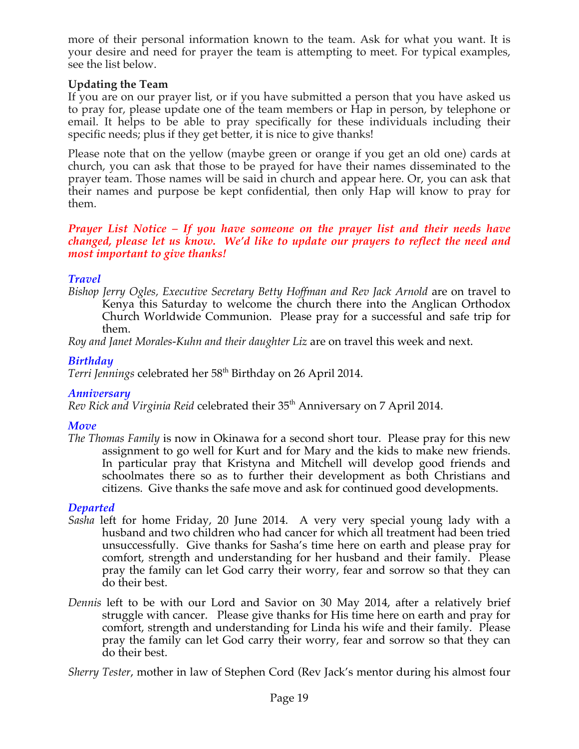more of their personal information known to the team. Ask for what you want. It is your desire and need for prayer the team is attempting to meet. For typical examples, see the list below.

**Updating the Team**

If you are on our prayer list, or if you have submitted a person that you have asked us to pray for, please update one of the team members or Hap in person, by telephone or email. It helps to be able to pray specifically for these individuals including their specific needs; plus if they get better, it is nice to give thanks!

Please note that on the yellow (maybe green or orange if you get an old one) cards at church, you can ask that those to be prayed for have their names disseminated to the prayer team. Those names will be said in church and appear here. Or, you can ask that their names and purpose be kept confidential, then only Hap will know to pray for them.

***Prayer List Notice – If you have someone on the prayer list and their needs have changed, please let us know. We'd like to update our prayers to reflect the need and most important to give thanks!***

***Travel***

*Bishop Jerry Ogles, Executive Secretary Betty Hoffman and Rev Jack Arnold* are on travel to Kenya this Saturday to welcome the church there into the Anglican Orthodox Church Worldwide Communion. Please pray for a successful and safe trip for them.

*Roy and Janet Morales-Kuhn and their daughter Liz* are on travel this week and next.

***Birthday***

*Terri Jennings* celebrated her 58th Birthday on 26 April 2014.

***Anniversary***

*Rev Rick and Virginia Reid* celebrated their 35th Anniversary on 7 April 2014.

***Move***

*The Thomas Family* is now in Okinawa for a second short tour. Please pray for this new assignment to go well for Kurt and for Mary and the kids to make new friends. In particular pray that Kristyna and Mitchell will develop good friends and schoolmates there so as to further their development as both Christians and citizens. Give thanks the safe move and ask for continued good developments.

***Departed***

*Sasha* left for home Friday, 20 June 2014. A very very special young lady with a husband and two children who had cancer for which all treatment had been tried unsuccessfully. Give thanks for Sasha's time here on earth and please pray for comfort, strength and understanding for her husband and their family. Please pray the family can let God carry their worry, fear and sorrow so that they can do their best.

*Dennis* left to be with our Lord and Savior on 30 May 2014, after a relatively brief struggle with cancer. Please give thanks for His time here on earth and pray for comfort, strength and understanding for Linda his wife and their family. Please pray the family can let God carry their worry, fear and sorrow so that they can do their best.

*Sherry Tester*, mother in law of Stephen Cord (Rev Jack's mentor during his almost four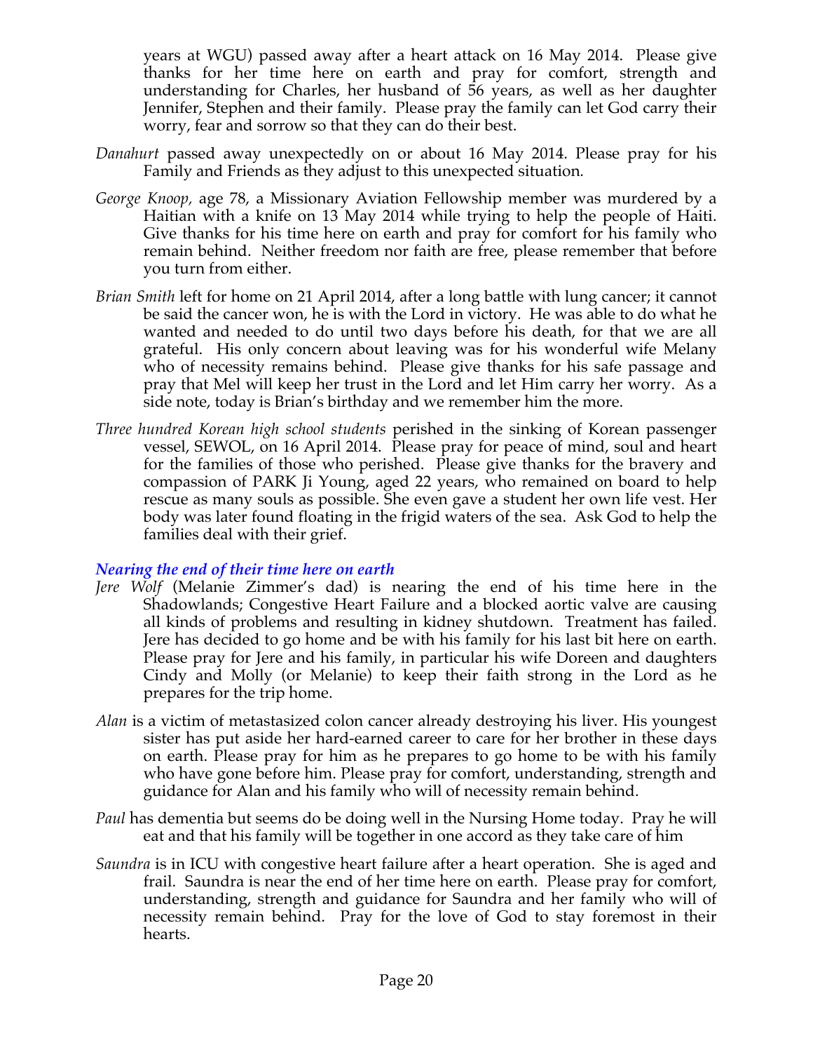years at WGU) passed away after a heart attack on 16 May 2014. Please give thanks for her time here on earth and pray for comfort, strength and understanding for Charles, her husband of 56 years, as well as her daughter Jennifer, Stephen and their family. Please pray the family can let God carry their worry, fear and sorrow so that they can do their best.

*Danahurt* passed away unexpectedly on or about 16 May 2014. Please pray for his Family and Friends as they adjust to this unexpected situation.

*George Knoop,* age 78, a Missionary Aviation Fellowship member was murdered by a Haitian with a knife on 13 May 2014 while trying to help the people of Haiti. Give thanks for his time here on earth and pray for comfort for his family who remain behind. Neither freedom nor faith are free, please remember that before you turn from either.

*Brian Smith* left for home on 21 April 2014, after a long battle with lung cancer; it cannot be said the cancer won, he is with the Lord in victory. He was able to do what he wanted and needed to do until two days before his death, for that we are all grateful. His only concern about leaving was for his wonderful wife Melany who of necessity remains behind. Please give thanks for his safe passage and pray that Mel will keep her trust in the Lord and let Him carry her worry. As a side note, today is Brian's birthday and we remember him the more.

*Three hundred Korean high school students* perished in the sinking of Korean passenger vessel, SEWOL, on 16 April 2014. Please pray for peace of mind, soul and heart for the families of those who perished. Please give thanks for the bravery and compassion of PARK Ji Young, aged 22 years, who remained on board to help rescue as many souls as possible. She even gave a student her own life vest. Her body was later found floating in the frigid waters of the sea. Ask God to help the families deal with their grief.

### *Nearing the end of their time here on earth*

*Jere Wolf* (Melanie Zimmer's dad) is nearing the end of his time here in the Shadowlands; Congestive Heart Failure and a blocked aortic valve are causing all kinds of problems and resulting in kidney shutdown. Treatment has failed. Jere has decided to go home and be with his family for his last bit here on earth. Please pray for Jere and his family, in particular his wife Doreen and daughters Cindy and Molly (or Melanie) to keep their faith strong in the Lord as he prepares for the trip home.

*Alan* is a victim of metastasized colon cancer already destroying his liver. His youngest sister has put aside her hard-earned career to care for her brother in these days on earth. Please pray for him as he prepares to go home to be with his family who have gone before him. Please pray for comfort, understanding, strength and guidance for Alan and his family who will of necessity remain behind.

*Paul* has dementia but seems do be doing well in the Nursing Home today. Pray he will eat and that his family will be together in one accord as they take care of him

*Saundra* is in ICU with congestive heart failure after a heart operation. She is aged and frail. Saundra is near the end of her time here on earth. Please pray for comfort, understanding, strength and guidance for Saundra and her family who will of necessity remain behind. Pray for the love of God to stay foremost in their hearts.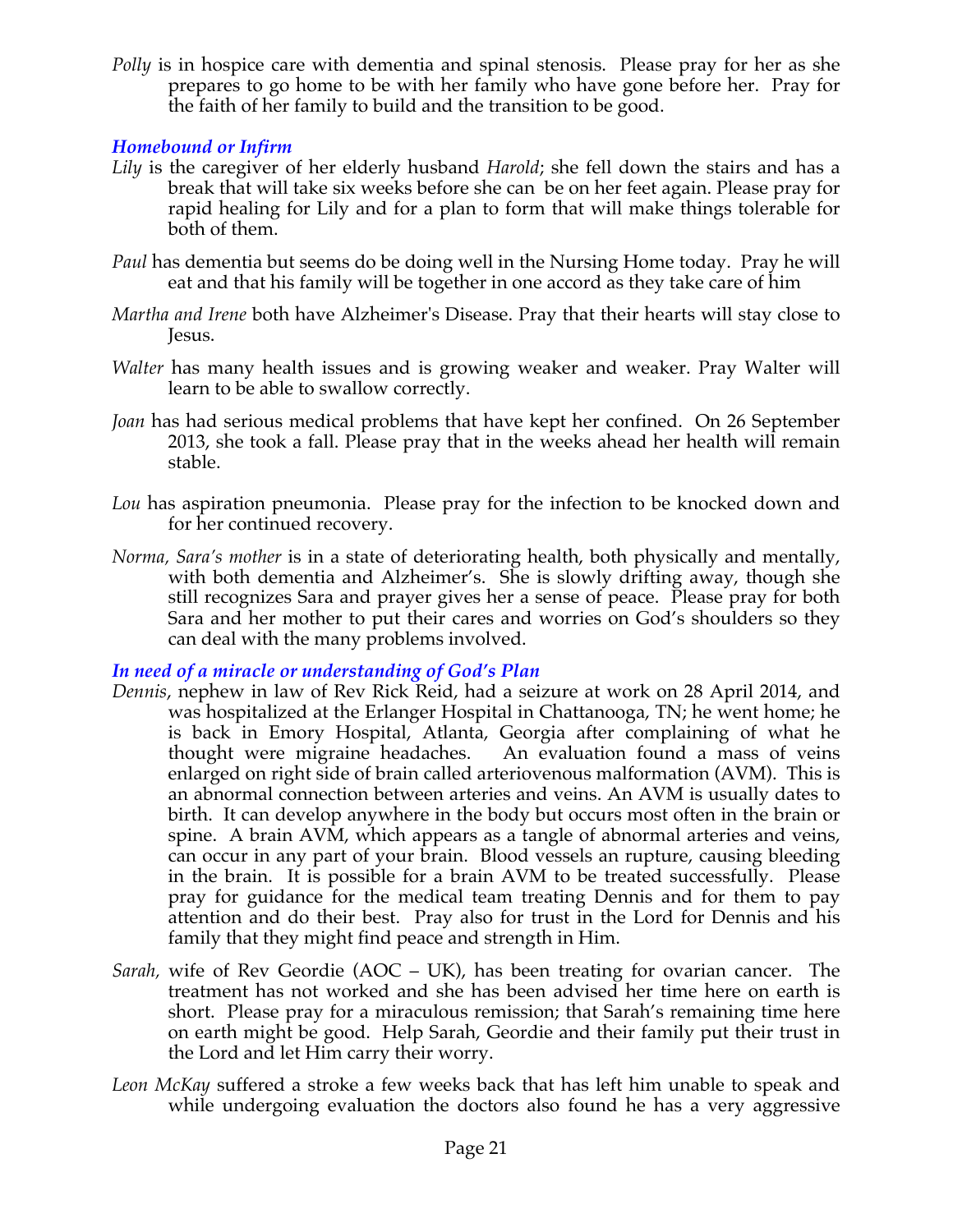*Polly* is in hospice care with dementia and spinal stenosis. Please pray for her as she prepares to go home to be with her family who have gone before her. Pray for the faith of her family to build and the transition to be good.

### *Homebound or Infirm*

*Lily* is the caregiver of her elderly husband *Harold*; she fell down the stairs and has a break that will take six weeks before she can be on her feet again. Please pray for rapid healing for Lily and for a plan to form that will make things tolerable for both of them.

*Paul* has dementia but seems do be doing well in the Nursing Home today. Pray he will eat and that his family will be together in one accord as they take care of him

*Martha and Irene* both have Alzheimer's Disease. Pray that their hearts will stay close to Jesus.

*Walter* has many health issues and is growing weaker and weaker. Pray Walter will learn to be able to swallow correctly.

*Joan* has had serious medical problems that have kept her confined. On 26 September 2013, she took a fall. Please pray that in the weeks ahead her health will remain stable.

*Lou* has aspiration pneumonia. Please pray for the infection to be knocked down and for her continued recovery.

*Norma, Sara's mother* is in a state of deteriorating health, both physically and mentally, with both dementia and Alzheimer's. She is slowly drifting away, though she still recognizes Sara and prayer gives her a sense of peace. Please pray for both Sara and her mother to put their cares and worries on God's shoulders so they can deal with the many problems involved.

### *In need of a miracle or understanding of God's Plan*

*Dennis*, nephew in law of Rev Rick Reid, had a seizure at work on 28 April 2014, and was hospitalized at the Erlanger Hospital in Chattanooga, TN; he went home; he is back in Emory Hospital, Atlanta, Georgia after complaining of what he thought were migraine headaches. An evaluation found a mass of veins enlarged on right side of brain called arteriovenous malformation (AVM). This is an abnormal connection between arteries and veins. An AVM is usually dates to birth. It can develop anywhere in the body but occurs most often in the brain or spine. A brain AVM, which appears as a tangle of abnormal arteries and veins, can occur in any part of your brain. Blood vessels an rupture, causing bleeding in the brain. It is possible for a brain AVM to be treated successfully. Please pray for guidance for the medical team treating Dennis and for them to pay attention and do their best. Pray also for trust in the Lord for Dennis and his family that they might find peace and strength in Him.

*Sarah,* wife of Rev Geordie (AOC – UK), has been treating for ovarian cancer. The treatment has not worked and she has been advised her time here on earth is short. Please pray for a miraculous remission; that Sarah's remaining time here on earth might be good. Help Sarah, Geordie and their family put their trust in the Lord and let Him carry their worry.

*Leon McKay* suffered a stroke a few weeks back that has left him unable to speak and while undergoing evaluation the doctors also found he has a very aggressive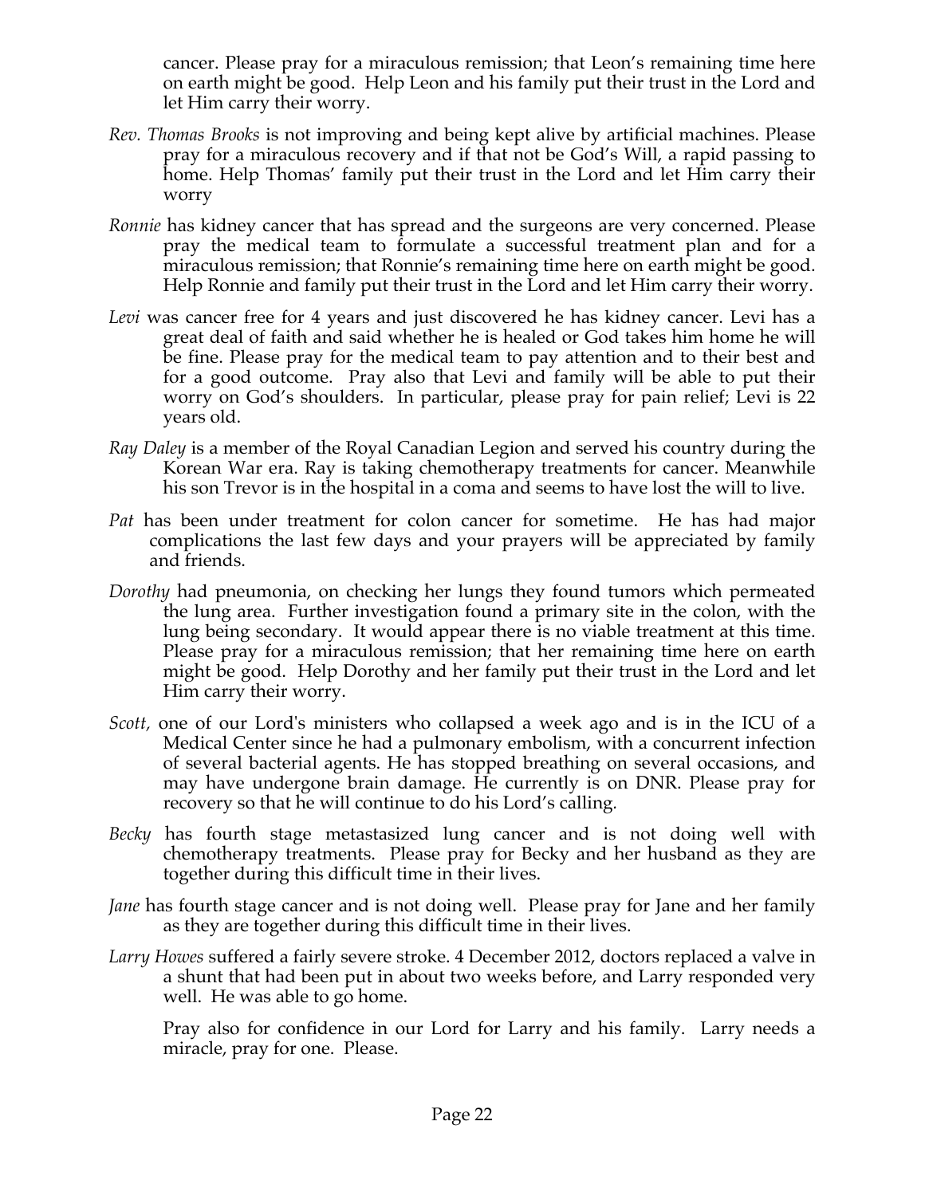cancer. Please pray for a miraculous remission; that Leon's remaining time here on earth might be good. Help Leon and his family put their trust in the Lord and let Him carry their worry.

*Rev. Thomas Brooks* is not improving and being kept alive by artificial machines. Please pray for a miraculous recovery and if that not be God's Will, a rapid passing to home. Help Thomas' family put their trust in the Lord and let Him carry their worry

*Ronnie* has kidney cancer that has spread and the surgeons are very concerned. Please pray the medical team to formulate a successful treatment plan and for a miraculous remission; that Ronnie's remaining time here on earth might be good. Help Ronnie and family put their trust in the Lord and let Him carry their worry.

*Levi* was cancer free for 4 years and just discovered he has kidney cancer. Levi has a great deal of faith and said whether he is healed or God takes him home he will be fine. Please pray for the medical team to pay attention and to their best and for a good outcome. Pray also that Levi and family will be able to put their worry on God's shoulders. In particular, please pray for pain relief; Levi is 22 years old.

*Ray Daley* is a member of the Royal Canadian Legion and served his country during the Korean War era. Ray is taking chemotherapy treatments for cancer. Meanwhile his son Trevor is in the hospital in a coma and seems to have lost the will to live.

*Pat* has been under treatment for colon cancer for sometime. He has had major complications the last few days and your prayers will be appreciated by family and friends.

*Dorothy* had pneumonia, on checking her lungs they found tumors which permeated the lung area. Further investigation found a primary site in the colon, with the lung being secondary. It would appear there is no viable treatment at this time. Please pray for a miraculous remission; that her remaining time here on earth might be good. Help Dorothy and her family put their trust in the Lord and let Him carry their worry.

*Scott,* one of our Lord's ministers who collapsed a week ago and is in the ICU of a Medical Center since he had a pulmonary embolism, with a concurrent infection of several bacterial agents. He has stopped breathing on several occasions, and may have undergone brain damage. He currently is on DNR. Please pray for recovery so that he will continue to do his Lord's calling.

*Becky* has fourth stage metastasized lung cancer and is not doing well with chemotherapy treatments. Please pray for Becky and her husband as they are together during this difficult time in their lives.

*Jane* has fourth stage cancer and is not doing well. Please pray for Jane and her family as they are together during this difficult time in their lives.

*Larry Howes* suffered a fairly severe stroke. 4 December 2012, doctors replaced a valve in a shunt that had been put in about two weeks before, and Larry responded very well. He was able to go home.

Pray also for confidence in our Lord for Larry and his family. Larry needs a miracle, pray for one. Please.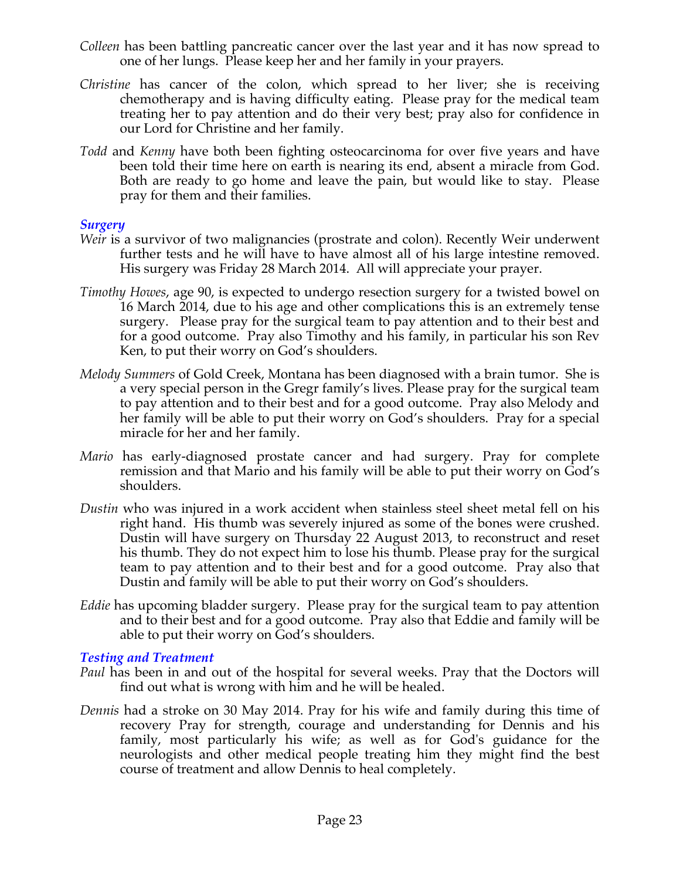*Colleen* has been battling pancreatic cancer over the last year and it has now spread to one of her lungs. Please keep her and her family in your prayers.

*Christine* has cancer of the colon, which spread to her liver; she is receiving chemotherapy and is having difficulty eating. Please pray for the medical team treating her to pay attention and do their very best; pray also for confidence in our Lord for Christine and her family.

*Todd* and *Kenny* have both been fighting osteocarcinoma for over five years and have been told their time here on earth is nearing its end, absent a miracle from God. Both are ready to go home and leave the pain, but would like to stay. Please pray for them and their families.

### *Surgery*

*Weir* is a survivor of two malignancies (prostrate and colon). Recently Weir underwent further tests and he will have to have almost all of his large intestine removed. His surgery was Friday 28 March 2014. All will appreciate your prayer.

*Timothy Howes*, age 90, is expected to undergo resection surgery for a twisted bowel on 16 March 2014, due to his age and other complications this is an extremely tense surgery. Please pray for the surgical team to pay attention and to their best and for a good outcome. Pray also Timothy and his family, in particular his son Rev Ken, to put their worry on God's shoulders.

*Melody Summers* of Gold Creek, Montana has been diagnosed with a brain tumor. She is a very special person in the Gregr family's lives. Please pray for the surgical team to pay attention and to their best and for a good outcome. Pray also Melody and her family will be able to put their worry on God's shoulders. Pray for a special miracle for her and her family.

*Mario* has early-diagnosed prostate cancer and had surgery. Pray for complete remission and that Mario and his family will be able to put their worry on God's shoulders.

*Dustin* who was injured in a work accident when stainless steel sheet metal fell on his right hand. His thumb was severely injured as some of the bones were crushed. Dustin will have surgery on Thursday 22 August 2013, to reconstruct and reset his thumb. They do not expect him to lose his thumb. Please pray for the surgical team to pay attention and to their best and for a good outcome. Pray also that Dustin and family will be able to put their worry on God's shoulders.

*Eddie* has upcoming bladder surgery. Please pray for the surgical team to pay attention and to their best and for a good outcome. Pray also that Eddie and family will be able to put their worry on God's shoulders.

### *Testing and Treatment*

*Paul* has been in and out of the hospital for several weeks. Pray that the Doctors will find out what is wrong with him and he will be healed.

*Dennis* had a stroke on 30 May 2014. Pray for his wife and family during this time of recovery Pray for strength, courage and understanding for Dennis and his family, most particularly his wife; as well as for God's guidance for the neurologists and other medical people treating him they might find the best course of treatment and allow Dennis to heal completely.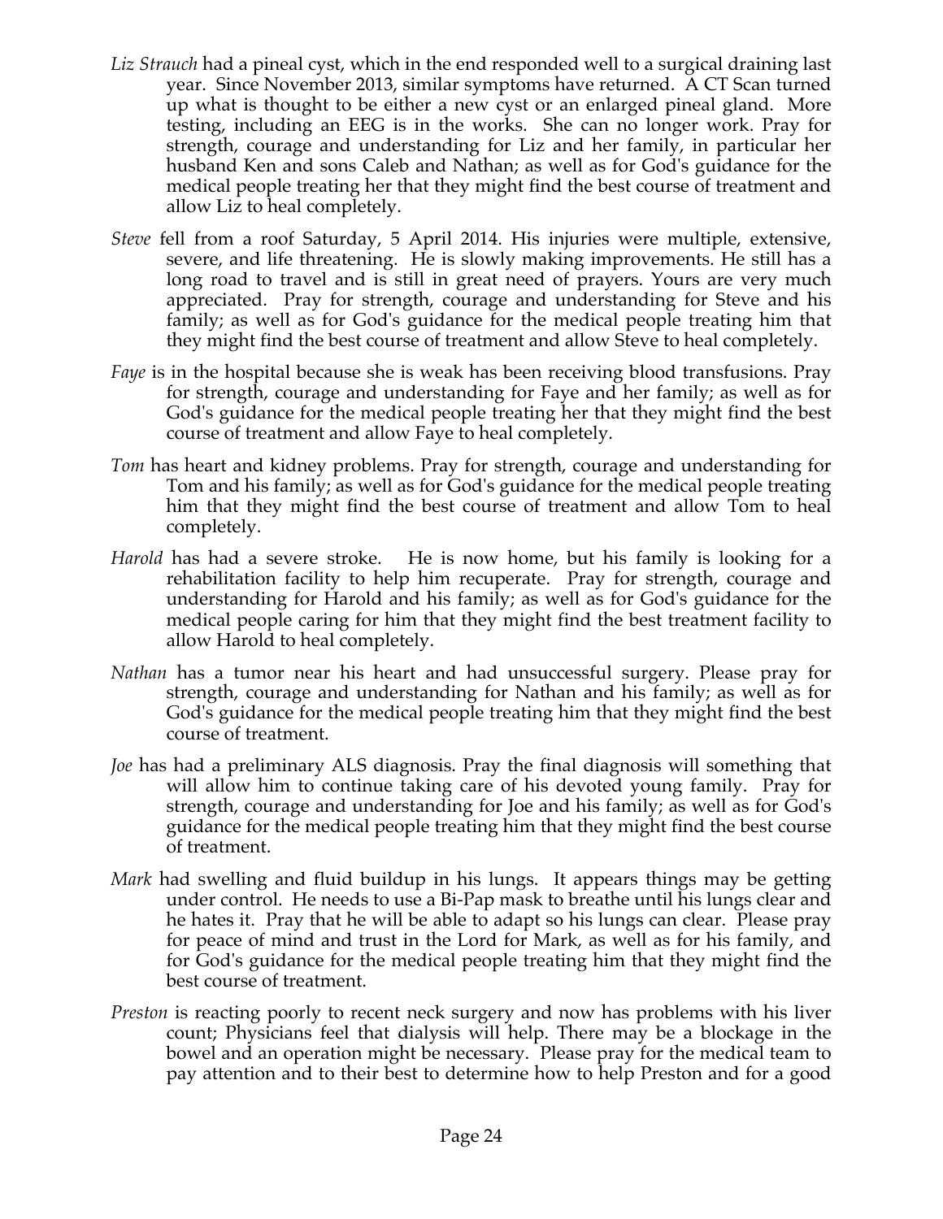*Liz Strauch* had a pineal cyst, which in the end responded well to a surgical draining last year. Since November 2013, similar symptoms have returned. A CT Scan turned up what is thought to be either a new cyst or an enlarged pineal gland. More testing, including an EEG is in the works. She can no longer work. Pray for strength, courage and understanding for Liz and her family, in particular her husband Ken and sons Caleb and Nathan; as well as for God's guidance for the medical people treating her that they might find the best course of treatment and allow Liz to heal completely.

*Steve* fell from a roof Saturday, 5 April 2014. His injuries were multiple, extensive, severe, and life threatening. He is slowly making improvements. He still has a long road to travel and is still in great need of prayers. Yours are very much appreciated. Pray for strength, courage and understanding for Steve and his family; as well as for God's guidance for the medical people treating him that they might find the best course of treatment and allow Steve to heal completely.

*Faye* is in the hospital because she is weak has been receiving blood transfusions. Pray for strength, courage and understanding for Faye and her family; as well as for God's guidance for the medical people treating her that they might find the best course of treatment and allow Faye to heal completely.

*Tom* has heart and kidney problems. Pray for strength, courage and understanding for Tom and his family; as well as for God's guidance for the medical people treating him that they might find the best course of treatment and allow Tom to heal completely.

*Harold* has had a severe stroke. He is now home, but his family is looking for a rehabilitation facility to help him recuperate. Pray for strength, courage and understanding for Harold and his family; as well as for God's guidance for the medical people caring for him that they might find the best treatment facility to allow Harold to heal completely.

*Nathan* has a tumor near his heart and had unsuccessful surgery. Please pray for strength, courage and understanding for Nathan and his family; as well as for God's guidance for the medical people treating him that they might find the best course of treatment.

*Joe* has had a preliminary ALS diagnosis. Pray the final diagnosis will something that will allow him to continue taking care of his devoted young family. Pray for strength, courage and understanding for Joe and his family; as well as for God's guidance for the medical people treating him that they might find the best course of treatment.

*Mark* had swelling and fluid buildup in his lungs. It appears things may be getting under control. He needs to use a Bi-Pap mask to breathe until his lungs clear and he hates it. Pray that he will be able to adapt so his lungs can clear. Please pray for peace of mind and trust in the Lord for Mark, as well as for his family, and for God's guidance for the medical people treating him that they might find the best course of treatment.

*Preston* is reacting poorly to recent neck surgery and now has problems with his liver count; Physicians feel that dialysis will help. There may be a blockage in the bowel and an operation might be necessary. Please pray for the medical team to pay attention and to their best to determine how to help Preston and for a good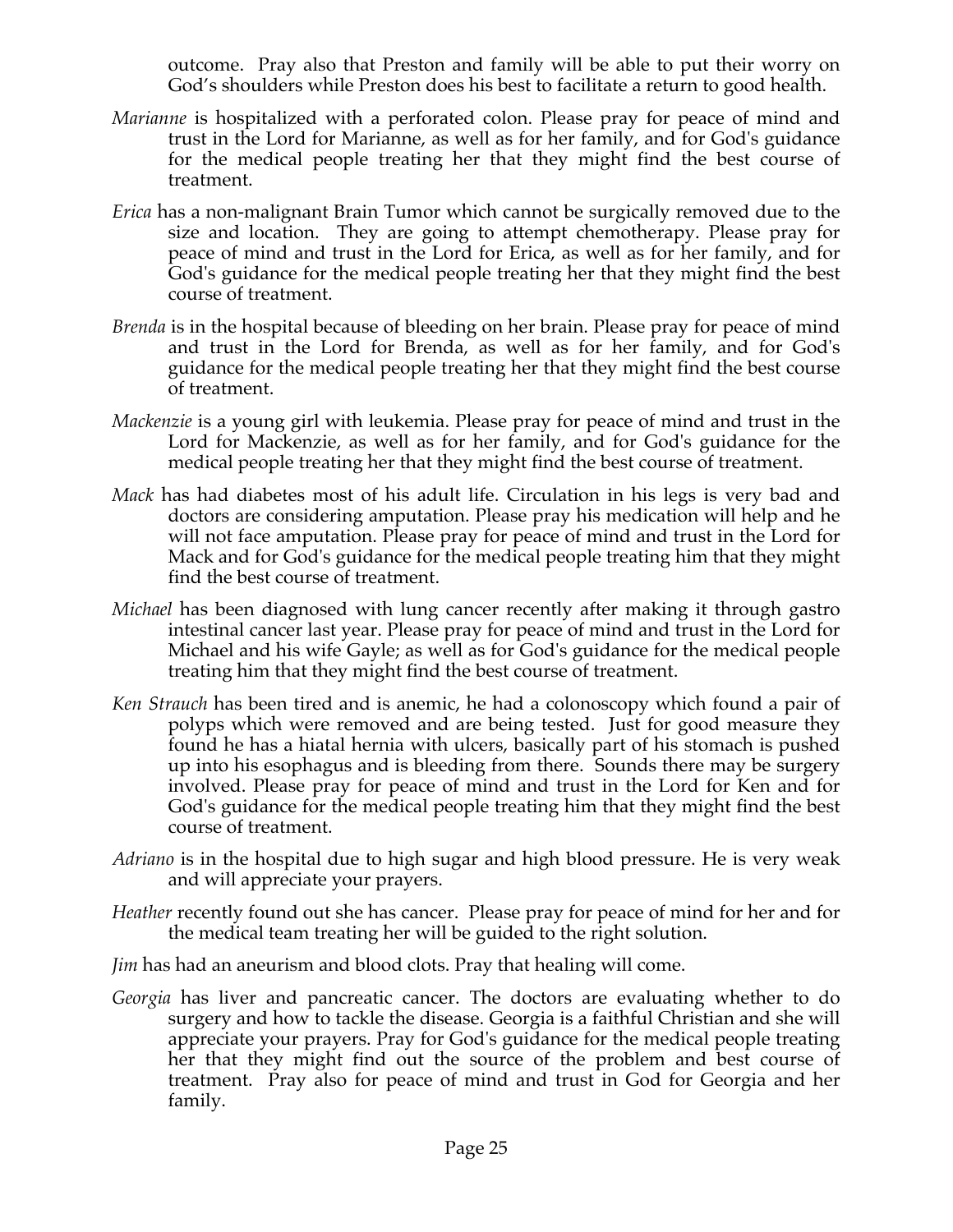outcome. Pray also that Preston and family will be able to put their worry on God's shoulders while Preston does his best to facilitate a return to good health.

*Marianne* is hospitalized with a perforated colon. Please pray for peace of mind and trust in the Lord for Marianne, as well as for her family, and for God's guidance for the medical people treating her that they might find the best course of treatment.

*Erica* has a non-malignant Brain Tumor which cannot be surgically removed due to the size and location. They are going to attempt chemotherapy. Please pray for peace of mind and trust in the Lord for Erica, as well as for her family, and for God's guidance for the medical people treating her that they might find the best course of treatment.

*Brenda* is in the hospital because of bleeding on her brain. Please pray for peace of mind and trust in the Lord for Brenda, as well as for her family, and for God's guidance for the medical people treating her that they might find the best course of treatment.

*Mackenzie* is a young girl with leukemia. Please pray for peace of mind and trust in the Lord for Mackenzie, as well as for her family, and for God's guidance for the medical people treating her that they might find the best course of treatment.

*Mack* has had diabetes most of his adult life. Circulation in his legs is very bad and doctors are considering amputation. Please pray his medication will help and he will not face amputation. Please pray for peace of mind and trust in the Lord for Mack and for God's guidance for the medical people treating him that they might find the best course of treatment.

*Michael* has been diagnosed with lung cancer recently after making it through gastro intestinal cancer last year. Please pray for peace of mind and trust in the Lord for Michael and his wife Gayle; as well as for God's guidance for the medical people treating him that they might find the best course of treatment.

*Ken Strauch* has been tired and is anemic, he had a colonoscopy which found a pair of polyps which were removed and are being tested. Just for good measure they found he has a hiatal hernia with ulcers, basically part of his stomach is pushed up into his esophagus and is bleeding from there. Sounds there may be surgery involved. Please pray for peace of mind and trust in the Lord for Ken and for God's guidance for the medical people treating him that they might find the best course of treatment.

*Adriano* is in the hospital due to high sugar and high blood pressure. He is very weak and will appreciate your prayers.

*Heather* recently found out she has cancer. Please pray for peace of mind for her and for the medical team treating her will be guided to the right solution.

*Jim* has had an aneurism and blood clots. Pray that healing will come.

*Georgia* has liver and pancreatic cancer. The doctors are evaluating whether to do surgery and how to tackle the disease. Georgia is a faithful Christian and she will appreciate your prayers. Pray for God's guidance for the medical people treating her that they might find out the source of the problem and best course of treatment. Pray also for peace of mind and trust in God for Georgia and her family.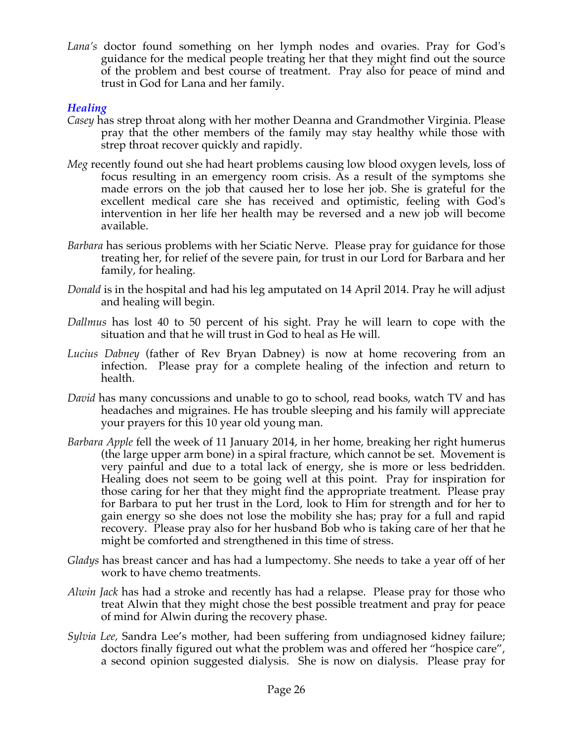*Lana's* doctor found something on her lymph nodes and ovaries. Pray for God's guidance for the medical people treating her that they might find out the source of the problem and best course of treatment. Pray also for peace of mind and trust in God for Lana and her family.

### *Healing*

*Casey* has strep throat along with her mother Deanna and Grandmother Virginia. Please pray that the other members of the family may stay healthy while those with strep throat recover quickly and rapidly.

*Meg* recently found out she had heart problems causing low blood oxygen levels, loss of focus resulting in an emergency room crisis. As a result of the symptoms she made errors on the job that caused her to lose her job. She is grateful for the excellent medical care she has received and optimistic, feeling with God's intervention in her life her health may be reversed and a new job will become available.

*Barbara* has serious problems with her Sciatic Nerve. Please pray for guidance for those treating her, for relief of the severe pain, for trust in our Lord for Barbara and her family, for healing.

*Donald* is in the hospital and had his leg amputated on 14 April 2014. Pray he will adjust and healing will begin.

*Dallmus* has lost 40 to 50 percent of his sight. Pray he will learn to cope with the situation and that he will trust in God to heal as He will.

*Lucius Dabney* (father of Rev Bryan Dabney) is now at home recovering from an infection. Please pray for a complete healing of the infection and return to health.

*David* has many concussions and unable to go to school, read books, watch TV and has headaches and migraines. He has trouble sleeping and his family will appreciate your prayers for this 10 year old young man.

*Barbara Apple* fell the week of 11 January 2014, in her home, breaking her right humerus (the large upper arm bone) in a spiral fracture, which cannot be set. Movement is very painful and due to a total lack of energy, she is more or less bedridden. Healing does not seem to be going well at this point. Pray for inspiration for those caring for her that they might find the appropriate treatment. Please pray for Barbara to put her trust in the Lord, look to Him for strength and for her to gain energy so she does not lose the mobility she has; pray for a full and rapid recovery. Please pray also for her husband Bob who is taking care of her that he might be comforted and strengthened in this time of stress.

*Gladys* has breast cancer and has had a lumpectomy. She needs to take a year off of her work to have chemo treatments.

*Alwin Jack* has had a stroke and recently has had a relapse. Please pray for those who treat Alwin that they might chose the best possible treatment and pray for peace of mind for Alwin during the recovery phase.

*Sylvia Lee,* Sandra Lee's mother, had been suffering from undiagnosed kidney failure; doctors finally figured out what the problem was and offered her "hospice care", a second opinion suggested dialysis. She is now on dialysis. Please pray for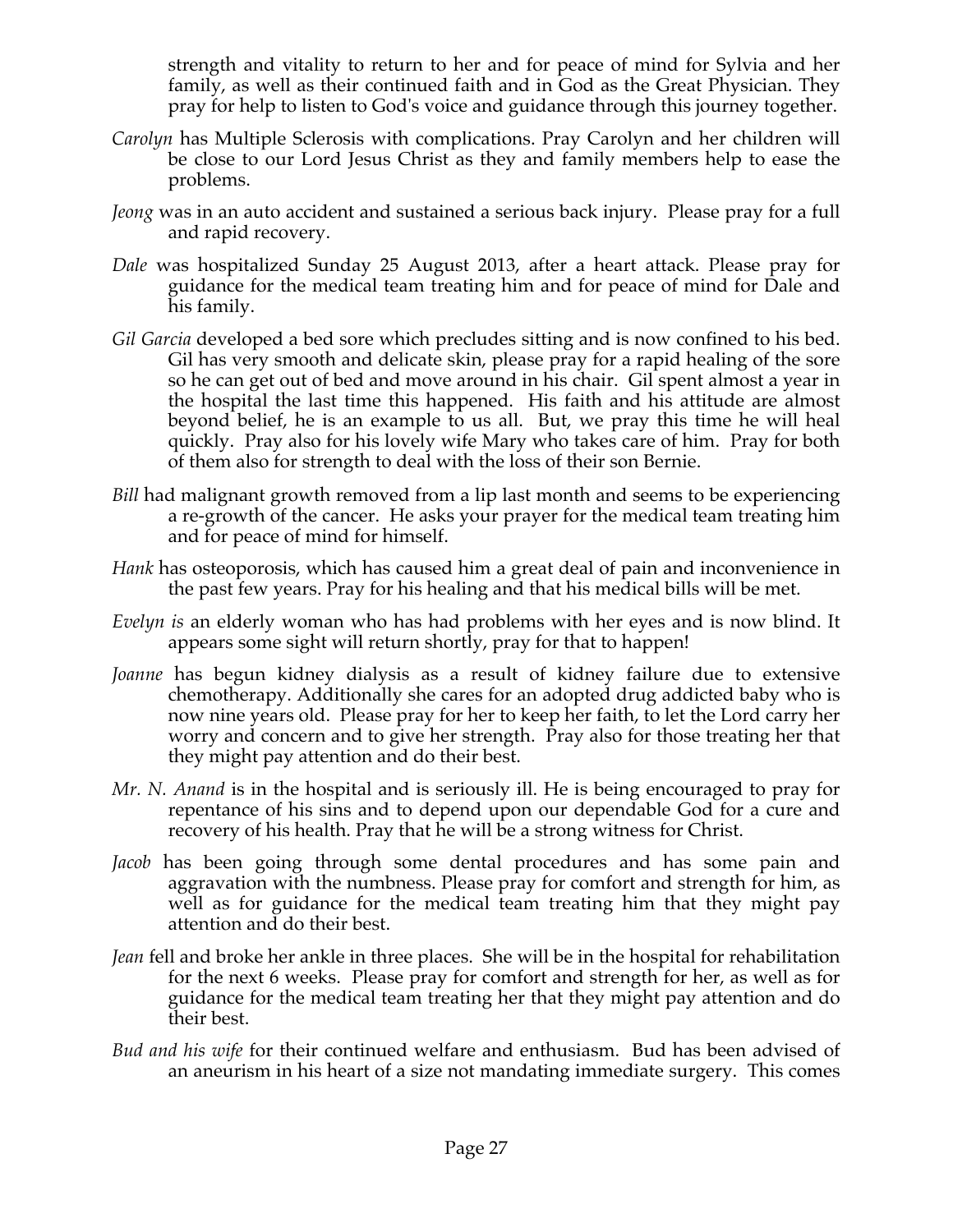strength and vitality to return to her and for peace of mind for Sylvia and her family, as well as their continued faith and in God as the Great Physician. They pray for help to listen to God's voice and guidance through this journey together.

*Carolyn* has Multiple Sclerosis with complications. Pray Carolyn and her children will be close to our Lord Jesus Christ as they and family members help to ease the problems.

*Jeong* was in an auto accident and sustained a serious back injury. Please pray for a full and rapid recovery.

*Dale* was hospitalized Sunday 25 August 2013, after a heart attack. Please pray for guidance for the medical team treating him and for peace of mind for Dale and his family.

*Gil Garcia* developed a bed sore which precludes sitting and is now confined to his bed. Gil has very smooth and delicate skin, please pray for a rapid healing of the sore so he can get out of bed and move around in his chair. Gil spent almost a year in the hospital the last time this happened. His faith and his attitude are almost beyond belief, he is an example to us all. But, we pray this time he will heal quickly. Pray also for his lovely wife Mary who takes care of him. Pray for both of them also for strength to deal with the loss of their son Bernie.

*Bill* had malignant growth removed from a lip last month and seems to be experiencing a re-growth of the cancer. He asks your prayer for the medical team treating him and for peace of mind for himself.

*Hank* has osteoporosis, which has caused him a great deal of pain and inconvenience in the past few years. Pray for his healing and that his medical bills will be met.

*Evelyn is* an elderly woman who has had problems with her eyes and is now blind. It appears some sight will return shortly, pray for that to happen!

*Joanne* has begun kidney dialysis as a result of kidney failure due to extensive chemotherapy. Additionally she cares for an adopted drug addicted baby who is now nine years old. Please pray for her to keep her faith, to let the Lord carry her worry and concern and to give her strength. Pray also for those treating her that they might pay attention and do their best.

*Mr. N. Anand* is in the hospital and is seriously ill. He is being encouraged to pray for repentance of his sins and to depend upon our dependable God for a cure and recovery of his health. Pray that he will be a strong witness for Christ.

*Jacob* has been going through some dental procedures and has some pain and aggravation with the numbness. Please pray for comfort and strength for him, as well as for guidance for the medical team treating him that they might pay attention and do their best.

*Jean* fell and broke her ankle in three places. She will be in the hospital for rehabilitation for the next 6 weeks. Please pray for comfort and strength for her, as well as for guidance for the medical team treating her that they might pay attention and do their best.

*Bud and his wife* for their continued welfare and enthusiasm. Bud has been advised of an aneurism in his heart of a size not mandating immediate surgery. This comes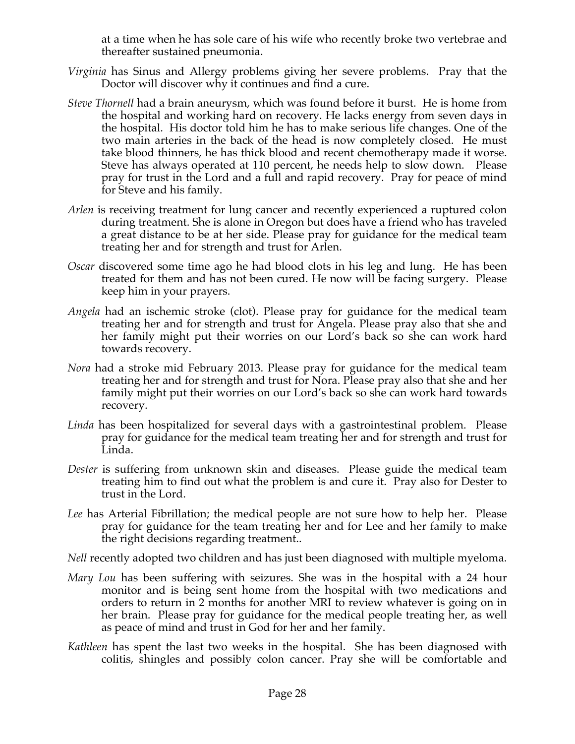at a time when he has sole care of his wife who recently broke two vertebrae and thereafter sustained pneumonia.

*Virginia* has Sinus and Allergy problems giving her severe problems. Pray that the Doctor will discover why it continues and find a cure.

*Steve Thornell* had a brain aneurysm, which was found before it burst. He is home from the hospital and working hard on recovery. He lacks energy from seven days in the hospital. His doctor told him he has to make serious life changes. One of the two main arteries in the back of the head is now completely closed. He must take blood thinners, he has thick blood and recent chemotherapy made it worse. Steve has always operated at 110 percent, he needs help to slow down. Please pray for trust in the Lord and a full and rapid recovery. Pray for peace of mind for Steve and his family.

*Arlen* is receiving treatment for lung cancer and recently experienced a ruptured colon during treatment. She is alone in Oregon but does have a friend who has traveled a great distance to be at her side. Please pray for guidance for the medical team treating her and for strength and trust for Arlen.

*Oscar* discovered some time ago he had blood clots in his leg and lung. He has been treated for them and has not been cured. He now will be facing surgery. Please keep him in your prayers.

*Angela* had an ischemic stroke (clot). Please pray for guidance for the medical team treating her and for strength and trust for Angela. Please pray also that she and her family might put their worries on our Lord's back so she can work hard towards recovery.

*Nora* had a stroke mid February 2013. Please pray for guidance for the medical team treating her and for strength and trust for Nora. Please pray also that she and her family might put their worries on our Lord's back so she can work hard towards recovery.

*Linda* has been hospitalized for several days with a gastrointestinal problem. Please pray for guidance for the medical team treating her and for strength and trust for Linda.

*Dester* is suffering from unknown skin and diseases. Please guide the medical team treating him to find out what the problem is and cure it. Pray also for Dester to trust in the Lord.

*Lee* has Arterial Fibrillation; the medical people are not sure how to help her. Please pray for guidance for the team treating her and for Lee and her family to make the right decisions regarding treatment..

*Nell* recently adopted two children and has just been diagnosed with multiple myeloma.

*Mary Lou* has been suffering with seizures. She was in the hospital with a 24 hour monitor and is being sent home from the hospital with two medications and orders to return in 2 months for another MRI to review whatever is going on in her brain. Please pray for guidance for the medical people treating her, as well as peace of mind and trust in God for her and her family.

*Kathleen* has spent the last two weeks in the hospital. She has been diagnosed with colitis, shingles and possibly colon cancer. Pray she will be comfortable and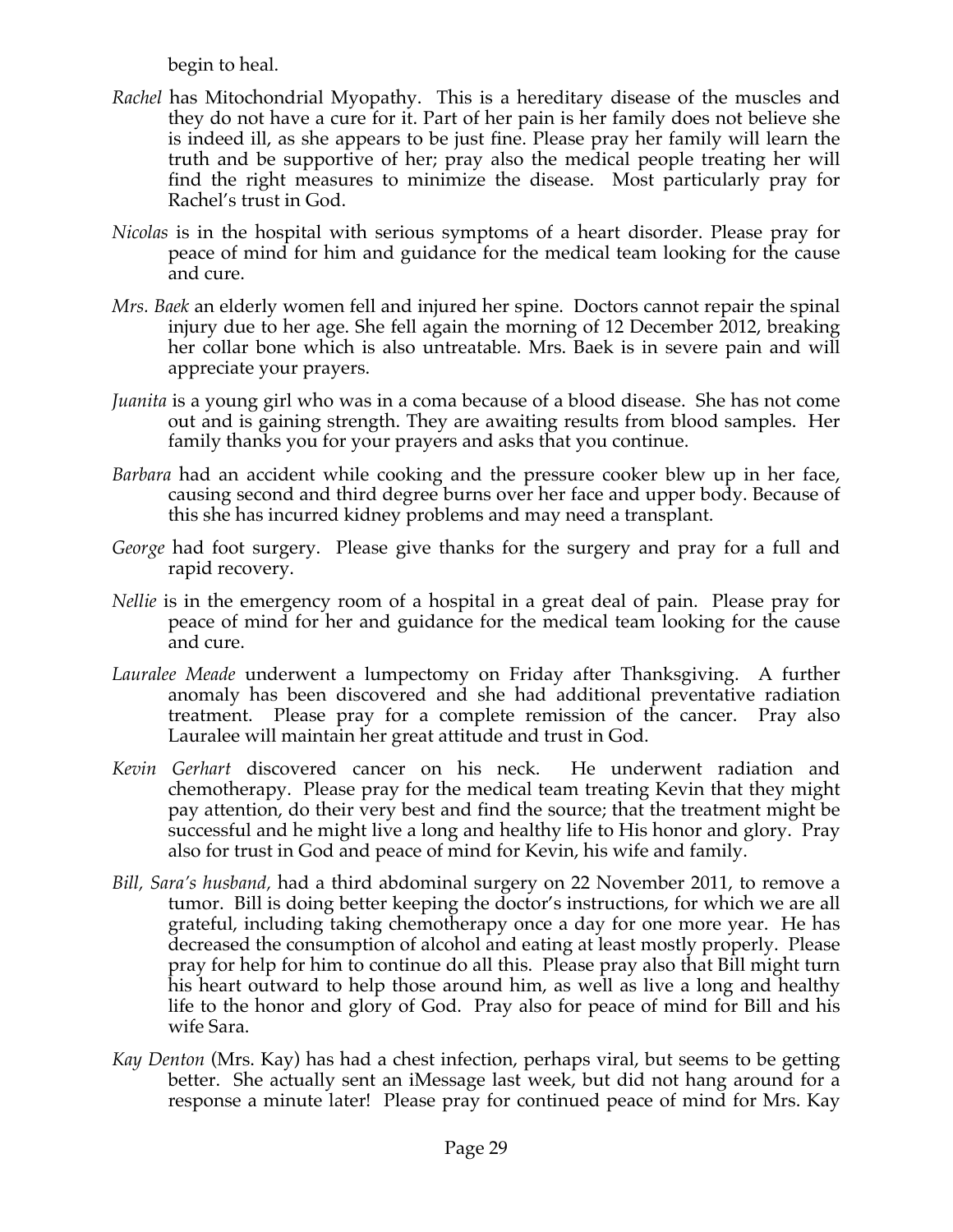begin to heal.

*Rachel* has Mitochondrial Myopathy. This is a hereditary disease of the muscles and they do not have a cure for it. Part of her pain is her family does not believe she is indeed ill, as she appears to be just fine. Please pray her family will learn the truth and be supportive of her; pray also the medical people treating her will find the right measures to minimize the disease. Most particularly pray for Rachel's trust in God.

*Nicolas* is in the hospital with serious symptoms of a heart disorder. Please pray for peace of mind for him and guidance for the medical team looking for the cause and cure.

*Mrs. Baek* an elderly women fell and injured her spine. Doctors cannot repair the spinal injury due to her age. She fell again the morning of 12 December 2012, breaking her collar bone which is also untreatable. Mrs. Baek is in severe pain and will appreciate your prayers.

*Juanita* is a young girl who was in a coma because of a blood disease. She has not come out and is gaining strength. They are awaiting results from blood samples. Her family thanks you for your prayers and asks that you continue.

*Barbara* had an accident while cooking and the pressure cooker blew up in her face, causing second and third degree burns over her face and upper body. Because of this she has incurred kidney problems and may need a transplant.

*George* had foot surgery. Please give thanks for the surgery and pray for a full and rapid recovery.

*Nellie* is in the emergency room of a hospital in a great deal of pain. Please pray for peace of mind for her and guidance for the medical team looking for the cause and cure.

*Lauralee Meade* underwent a lumpectomy on Friday after Thanksgiving. A further anomaly has been discovered and she had additional preventative radiation treatment. Please pray for a complete remission of the cancer. Pray also Lauralee will maintain her great attitude and trust in God.

*Kevin Gerhart* discovered cancer on his neck. He underwent radiation and chemotherapy. Please pray for the medical team treating Kevin that they might pay attention, do their very best and find the source; that the treatment might be successful and he might live a long and healthy life to His honor and glory. Pray also for trust in God and peace of mind for Kevin, his wife and family.

*Bill, Sara's husband,* had a third abdominal surgery on 22 November 2011, to remove a tumor. Bill is doing better keeping the doctor's instructions, for which we are all grateful, including taking chemotherapy once a day for one more year. He has decreased the consumption of alcohol and eating at least mostly properly. Please pray for help for him to continue do all this. Please pray also that Bill might turn his heart outward to help those around him, as well as live a long and healthy life to the honor and glory of God. Pray also for peace of mind for Bill and his wife Sara.

*Kay Denton* (Mrs. Kay) has had a chest infection, perhaps viral, but seems to be getting better. She actually sent an iMessage last week, but did not hang around for a response a minute later! Please pray for continued peace of mind for Mrs. Kay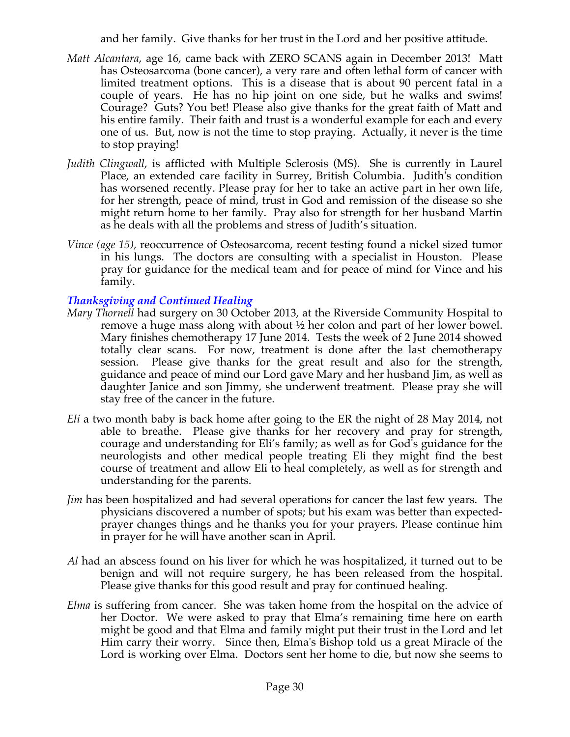and her family. Give thanks for her trust in the Lord and her positive attitude.

*Matt Alcantara*, age 16, came back with ZERO SCANS again in December 2013! Matt has Osteosarcoma (bone cancer), a very rare and often lethal form of cancer with limited treatment options. This is a disease that is about 90 percent fatal in a couple of years. He has no hip joint on one side, but he walks and swims! Courage? Guts? You bet! Please also give thanks for the great faith of Matt and his entire family. Their faith and trust is a wonderful example for each and every one of us. But, now is not the time to stop praying. Actually, it never is the time to stop praying!

*Judith Clingwall*, is afflicted with Multiple Sclerosis (MS). She is currently in Laurel Place, an extended care facility in Surrey, British Columbia. Judith's condition has worsened recently. Please pray for her to take an active part in her own life, for her strength, peace of mind, trust in God and remission of the disease so she might return home to her family. Pray also for strength for her husband Martin as he deals with all the problems and stress of Judith's situation.

*Vince (age 15)*, reoccurrence of Osteosarcoma, recent testing found a nickel sized tumor in his lungs. The doctors are consulting with a specialist in Houston. Please pray for guidance for the medical team and for peace of mind for Vince and his family.

### ***Thanksgiving and Continued Healing***

*Mary Thornell* had surgery on 30 October 2013, at the Riverside Community Hospital to remove a huge mass along with about ½ her colon and part of her lower bowel. Mary finishes chemotherapy 17 June 2014. Tests the week of 2 June 2014 showed totally clear scans. For now, treatment is done after the last chemotherapy session. Please give thanks for the great result and also for the strength, guidance and peace of mind our Lord gave Mary and her husband Jim, as well as daughter Janice and son Jimmy, she underwent treatment. Please pray she will stay free of the cancer in the future.

*Eli* a two month baby is back home after going to the ER the night of 28 May 2014, not able to breathe. Please give thanks for her recovery and pray for strength, courage and understanding for Eli's family; as well as for God's guidance for the neurologists and other medical people treating Eli they might find the best course of treatment and allow Eli to heal completely, as well as for strength and understanding for the parents.

*Jim* has been hospitalized and had several operations for cancer the last few years. The physicians discovered a number of spots; but his exam was better than expected-prayer changes things and he thanks you for your prayers. Please continue him in prayer for he will have another scan in April.

*Al* had an abscess found on his liver for which he was hospitalized, it turned out to be benign and will not require surgery, he has been released from the hospital. Please give thanks for this good result and pray for continued healing.

*Elma* is suffering from cancer. She was taken home from the hospital on the advice of her Doctor. We were asked to pray that Elma's remaining time here on earth might be good and that Elma and family might put their trust in the Lord and let Him carry their worry. Since then, Elma's Bishop told us a great Miracle of the Lord is working over Elma. Doctors sent her home to die, but now she seems to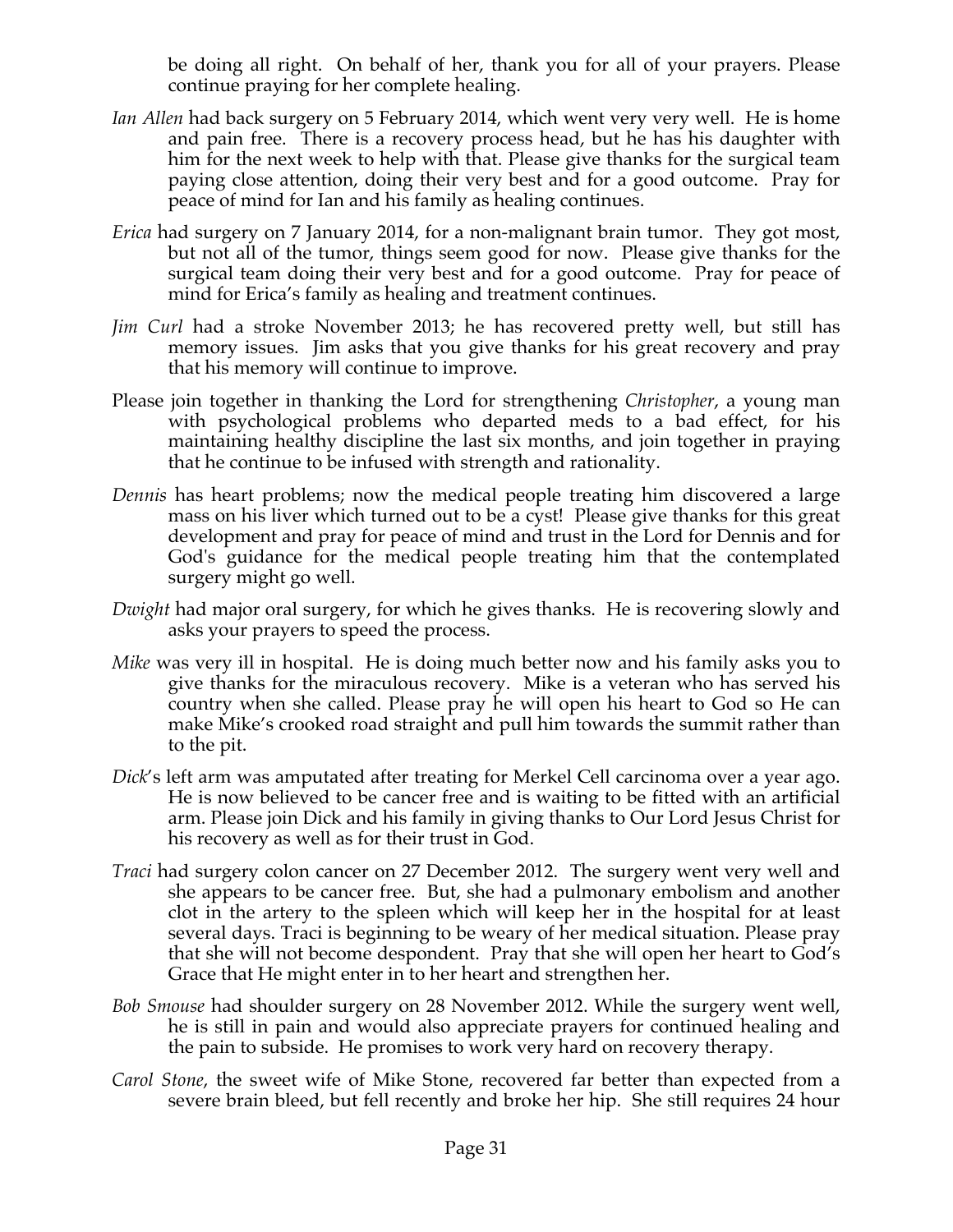be doing all right. On behalf of her, thank you for all of your prayers. Please continue praying for her complete healing.

*Ian Allen* had back surgery on 5 February 2014, which went very very well. He is home and pain free. There is a recovery process head, but he has his daughter with him for the next week to help with that. Please give thanks for the surgical team paying close attention, doing their very best and for a good outcome. Pray for peace of mind for Ian and his family as healing continues.

*Erica* had surgery on 7 January 2014, for a non-malignant brain tumor. They got most, but not all of the tumor, things seem good for now. Please give thanks for the surgical team doing their very best and for a good outcome. Pray for peace of mind for Erica's family as healing and treatment continues.

*Jim Curl* had a stroke November 2013; he has recovered pretty well, but still has memory issues. Jim asks that you give thanks for his great recovery and pray that his memory will continue to improve.

Please join together in thanking the Lord for strengthening *Christopher*, a young man with psychological problems who departed meds to a bad effect, for his maintaining healthy discipline the last six months, and join together in praying that he continue to be infused with strength and rationality.

*Dennis* has heart problems; now the medical people treating him discovered a large mass on his liver which turned out to be a cyst! Please give thanks for this great development and pray for peace of mind and trust in the Lord for Dennis and for God's guidance for the medical people treating him that the contemplated surgery might go well.

*Dwight* had major oral surgery, for which he gives thanks. He is recovering slowly and asks your prayers to speed the process.

*Mike* was very ill in hospital. He is doing much better now and his family asks you to give thanks for the miraculous recovery. Mike is a veteran who has served his country when she called. Please pray he will open his heart to God so He can make Mike's crooked road straight and pull him towards the summit rather than to the pit.

*Dick*'s left arm was amputated after treating for Merkel Cell carcinoma over a year ago. He is now believed to be cancer free and is waiting to be fitted with an artificial arm. Please join Dick and his family in giving thanks to Our Lord Jesus Christ for his recovery as well as for their trust in God.

*Traci* had surgery colon cancer on 27 December 2012. The surgery went very well and she appears to be cancer free. But, she had a pulmonary embolism and another clot in the artery to the spleen which will keep her in the hospital for at least several days. Traci is beginning to be weary of her medical situation. Please pray that she will not become despondent. Pray that she will open her heart to God's Grace that He might enter in to her heart and strengthen her.

*Bob Smouse* had shoulder surgery on 28 November 2012. While the surgery went well, he is still in pain and would also appreciate prayers for continued healing and the pain to subside. He promises to work very hard on recovery therapy.

*Carol Stone*, the sweet wife of Mike Stone, recovered far better than expected from a severe brain bleed, but fell recently and broke her hip. She still requires 24 hour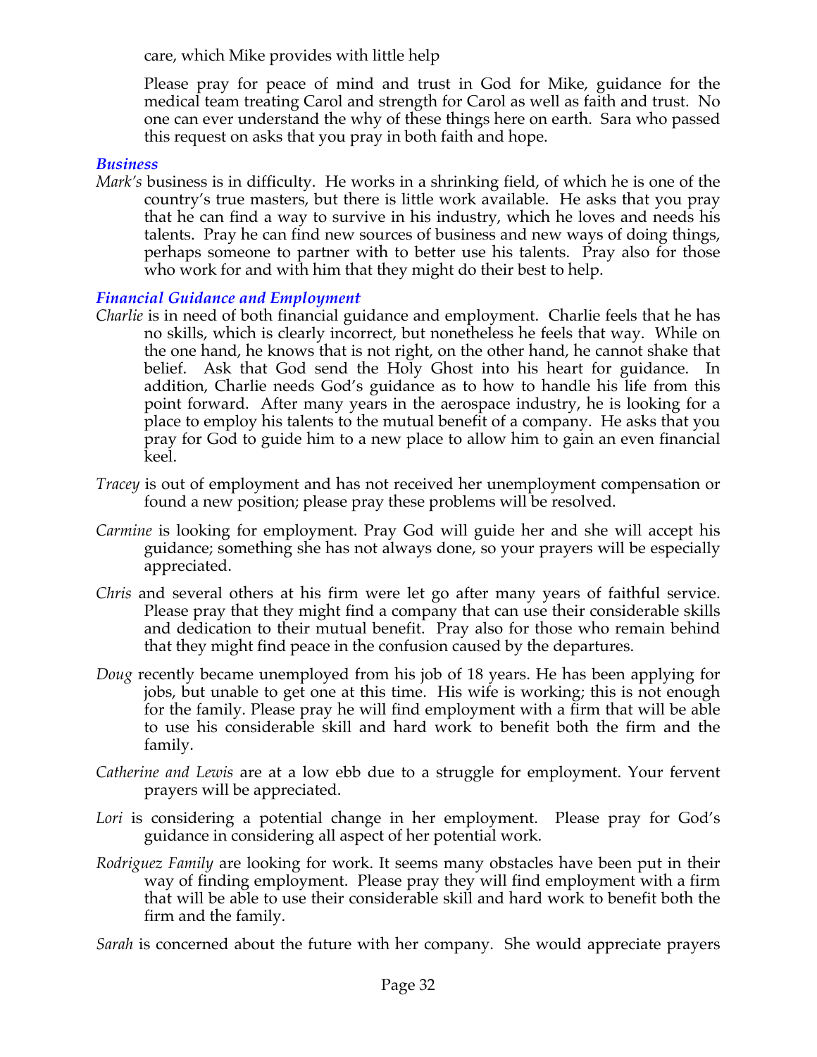care, which Mike provides with little help

Please pray for peace of mind and trust in God for Mike, guidance for the medical team treating Carol and strength for Carol as well as faith and trust. No one can ever understand the why of these things here on earth. Sara who passed this request on asks that you pray in both faith and hope.

### *Business*

*Mark's* business is in difficulty. He works in a shrinking field, of which he is one of the country's true masters, but there is little work available. He asks that you pray that he can find a way to survive in his industry, which he loves and needs his talents. Pray he can find new sources of business and new ways of doing things, perhaps someone to partner with to better use his talents. Pray also for those who work for and with him that they might do their best to help.

### *Financial Guidance and Employment*

*Charlie* is in need of both financial guidance and employment. Charlie feels that he has no skills, which is clearly incorrect, but nonetheless he feels that way. While on the one hand, he knows that is not right, on the other hand, he cannot shake that belief. Ask that God send the Holy Ghost into his heart for guidance. In addition, Charlie needs God's guidance as to how to handle his life from this point forward. After many years in the aerospace industry, he is looking for a place to employ his talents to the mutual benefit of a company. He asks that you pray for God to guide him to a new place to allow him to gain an even financial keel.

*Tracey* is out of employment and has not received her unemployment compensation or found a new position; please pray these problems will be resolved.

*Carmine* is looking for employment. Pray God will guide her and she will accept his guidance; something she has not always done, so your prayers will be especially appreciated.

*Chris* and several others at his firm were let go after many years of faithful service. Please pray that they might find a company that can use their considerable skills and dedication to their mutual benefit. Pray also for those who remain behind that they might find peace in the confusion caused by the departures.

*Doug* recently became unemployed from his job of 18 years. He has been applying for jobs, but unable to get one at this time. His wife is working; this is not enough for the family. Please pray he will find employment with a firm that will be able to use his considerable skill and hard work to benefit both the firm and the family.

*Catherine and Lewis* are at a low ebb due to a struggle for employment. Your fervent prayers will be appreciated.

*Lori* is considering a potential change in her employment. Please pray for God's guidance in considering all aspect of her potential work.

*Rodriguez Family* are looking for work. It seems many obstacles have been put in their way of finding employment. Please pray they will find employment with a firm that will be able to use their considerable skill and hard work to benefit both the firm and the family.

*Sarah* is concerned about the future with her company. She would appreciate prayers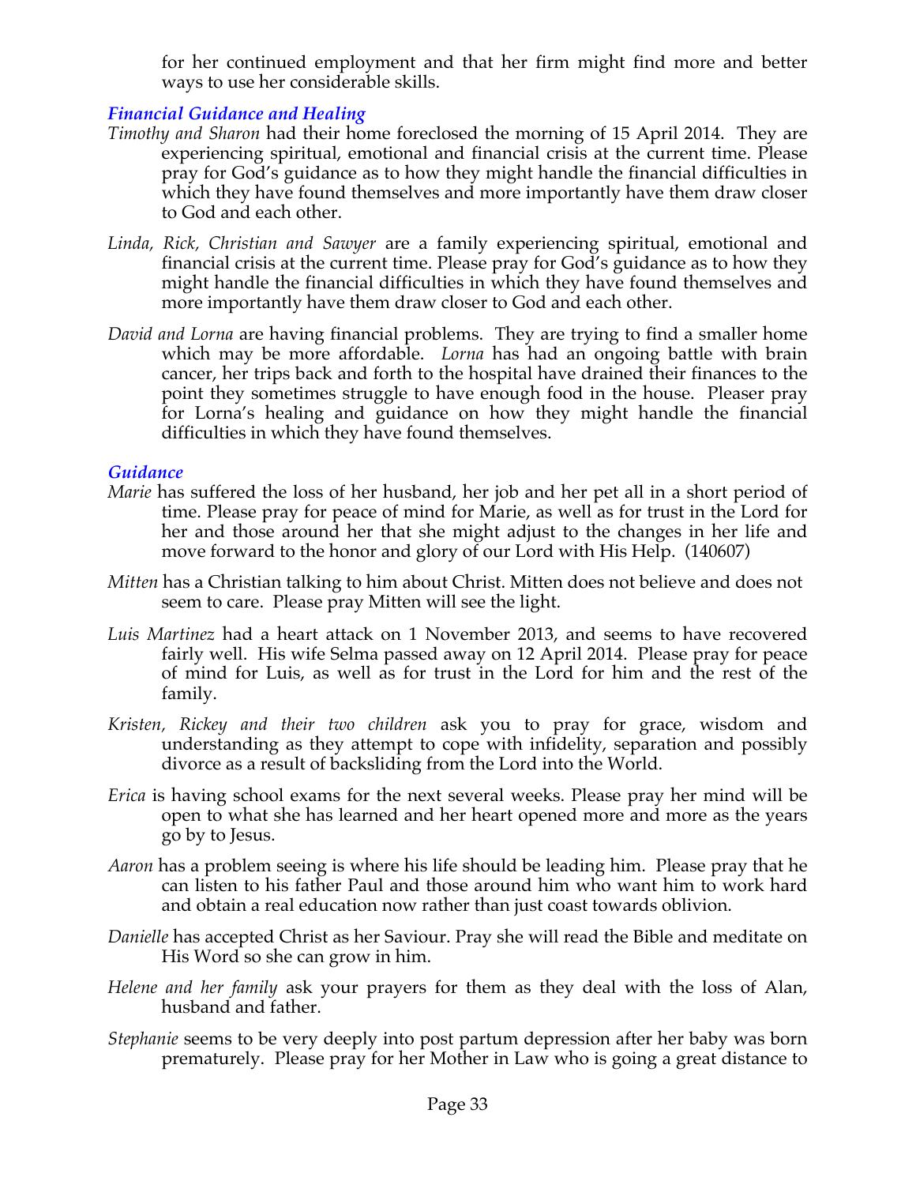for her continued employment and that her firm might find more and better ways to use her considerable skills.

### *Financial Guidance and Healing*

*Timothy and Sharon* had their home foreclosed the morning of 15 April 2014. They are experiencing spiritual, emotional and financial crisis at the current time. Please pray for God's guidance as to how they might handle the financial difficulties in which they have found themselves and more importantly have them draw closer to God and each other.

*Linda, Rick, Christian and Sawyer* are a family experiencing spiritual, emotional and financial crisis at the current time. Please pray for God's guidance as to how they might handle the financial difficulties in which they have found themselves and more importantly have them draw closer to God and each other.

*David and Lorna* are having financial problems. They are trying to find a smaller home which may be more affordable. *Lorna* has had an ongoing battle with brain cancer, her trips back and forth to the hospital have drained their finances to the point they sometimes struggle to have enough food in the house. Pleaser pray for Lorna's healing and guidance on how they might handle the financial difficulties in which they have found themselves.

### *Guidance*

*Marie* has suffered the loss of her husband, her job and her pet all in a short period of time. Please pray for peace of mind for Marie, as well as for trust in the Lord for her and those around her that she might adjust to the changes in her life and move forward to the honor and glory of our Lord with His Help. (140607)

*Mitten* has a Christian talking to him about Christ. Mitten does not believe and does not seem to care. Please pray Mitten will see the light.

*Luis Martinez* had a heart attack on 1 November 2013, and seems to have recovered fairly well. His wife Selma passed away on 12 April 2014. Please pray for peace of mind for Luis, as well as for trust in the Lord for him and the rest of the family.

*Kristen, Rickey and their two children* ask you to pray for grace, wisdom and understanding as they attempt to cope with infidelity, separation and possibly divorce as a result of backsliding from the Lord into the World.

*Erica* is having school exams for the next several weeks. Please pray her mind will be open to what she has learned and her heart opened more and more as the years go by to Jesus.

*Aaron* has a problem seeing is where his life should be leading him. Please pray that he can listen to his father Paul and those around him who want him to work hard and obtain a real education now rather than just coast towards oblivion.

*Danielle* has accepted Christ as her Saviour. Pray she will read the Bible and meditate on His Word so she can grow in him.

*Helene and her family* ask your prayers for them as they deal with the loss of Alan, husband and father.

*Stephanie* seems to be very deeply into post partum depression after her baby was born prematurely. Please pray for her Mother in Law who is going a great distance to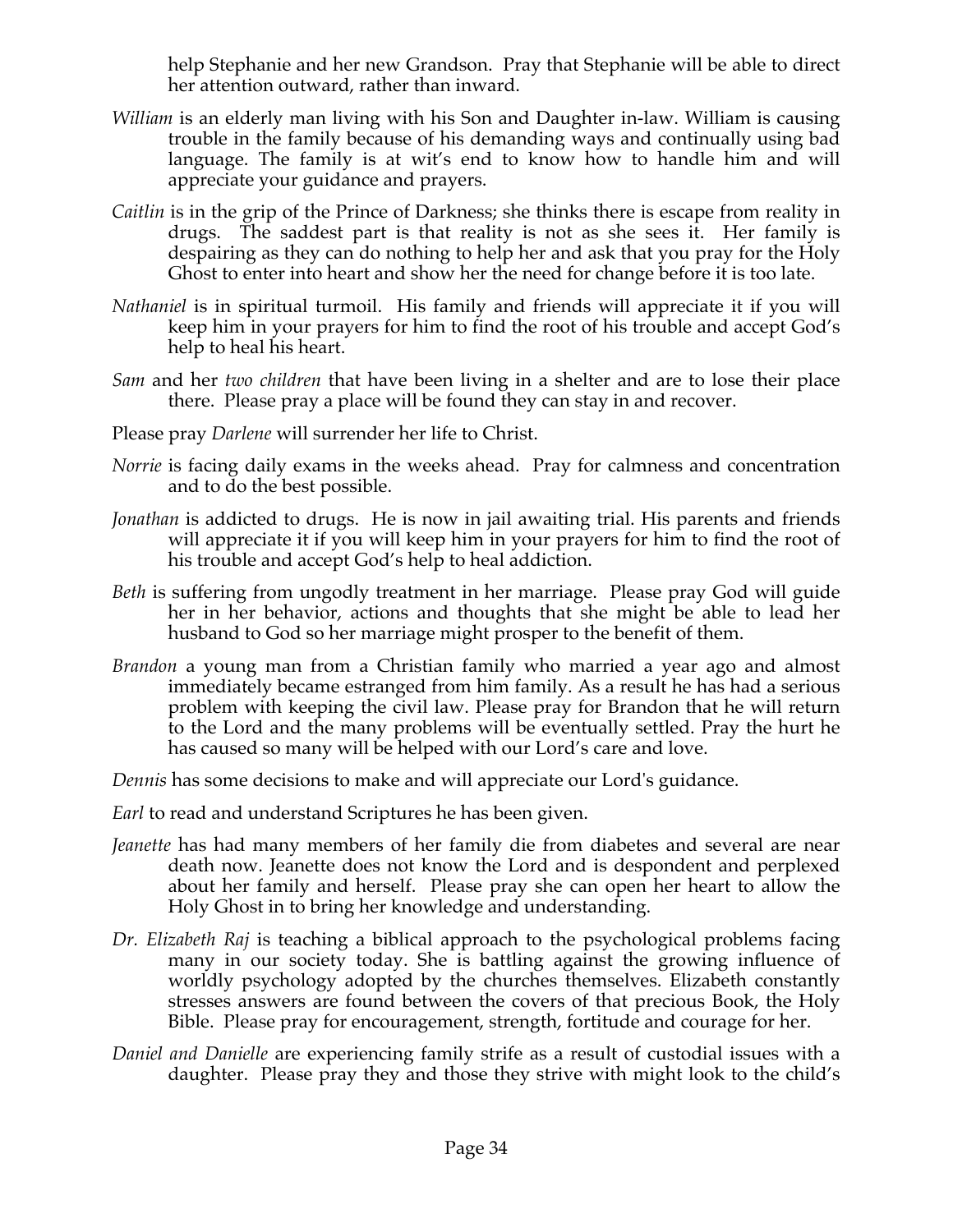help Stephanie and her new Grandson. Pray that Stephanie will be able to direct her attention outward, rather than inward.

*William* is an elderly man living with his Son and Daughter in-law. William is causing trouble in the family because of his demanding ways and continually using bad language. The family is at wit's end to know how to handle him and will appreciate your guidance and prayers.

*Caitlin* is in the grip of the Prince of Darkness; she thinks there is escape from reality in drugs. The saddest part is that reality is not as she sees it. Her family is despairing as they can do nothing to help her and ask that you pray for the Holy Ghost to enter into heart and show her the need for change before it is too late.

*Nathaniel* is in spiritual turmoil. His family and friends will appreciate it if you will keep him in your prayers for him to find the root of his trouble and accept God's help to heal his heart.

*Sam* and her *two children* that have been living in a shelter and are to lose their place there. Please pray a place will be found they can stay in and recover.

Please pray *Darlene* will surrender her life to Christ.

*Norrie* is facing daily exams in the weeks ahead. Pray for calmness and concentration and to do the best possible.

*Jonathan* is addicted to drugs. He is now in jail awaiting trial. His parents and friends will appreciate it if you will keep him in your prayers for him to find the root of his trouble and accept God's help to heal addiction.

*Beth* is suffering from ungodly treatment in her marriage. Please pray God will guide her in her behavior, actions and thoughts that she might be able to lead her husband to God so her marriage might prosper to the benefit of them.

*Brandon* a young man from a Christian family who married a year ago and almost immediately became estranged from him family. As a result he has had a serious problem with keeping the civil law. Please pray for Brandon that he will return to the Lord and the many problems will be eventually settled. Pray the hurt he has caused so many will be helped with our Lord's care and love.

*Dennis* has some decisions to make and will appreciate our Lord's guidance.

*Earl* to read and understand Scriptures he has been given.

*Jeanette* has had many members of her family die from diabetes and several are near death now. Jeanette does not know the Lord and is despondent and perplexed about her family and herself. Please pray she can open her heart to allow the Holy Ghost in to bring her knowledge and understanding.

*Dr. Elizabeth Raj* is teaching a biblical approach to the psychological problems facing many in our society today. She is battling against the growing influence of worldly psychology adopted by the churches themselves. Elizabeth constantly stresses answers are found between the covers of that precious Book, the Holy Bible. Please pray for encouragement, strength, fortitude and courage for her.

*Daniel and Danielle* are experiencing family strife as a result of custodial issues with a daughter. Please pray they and those they strive with might look to the child's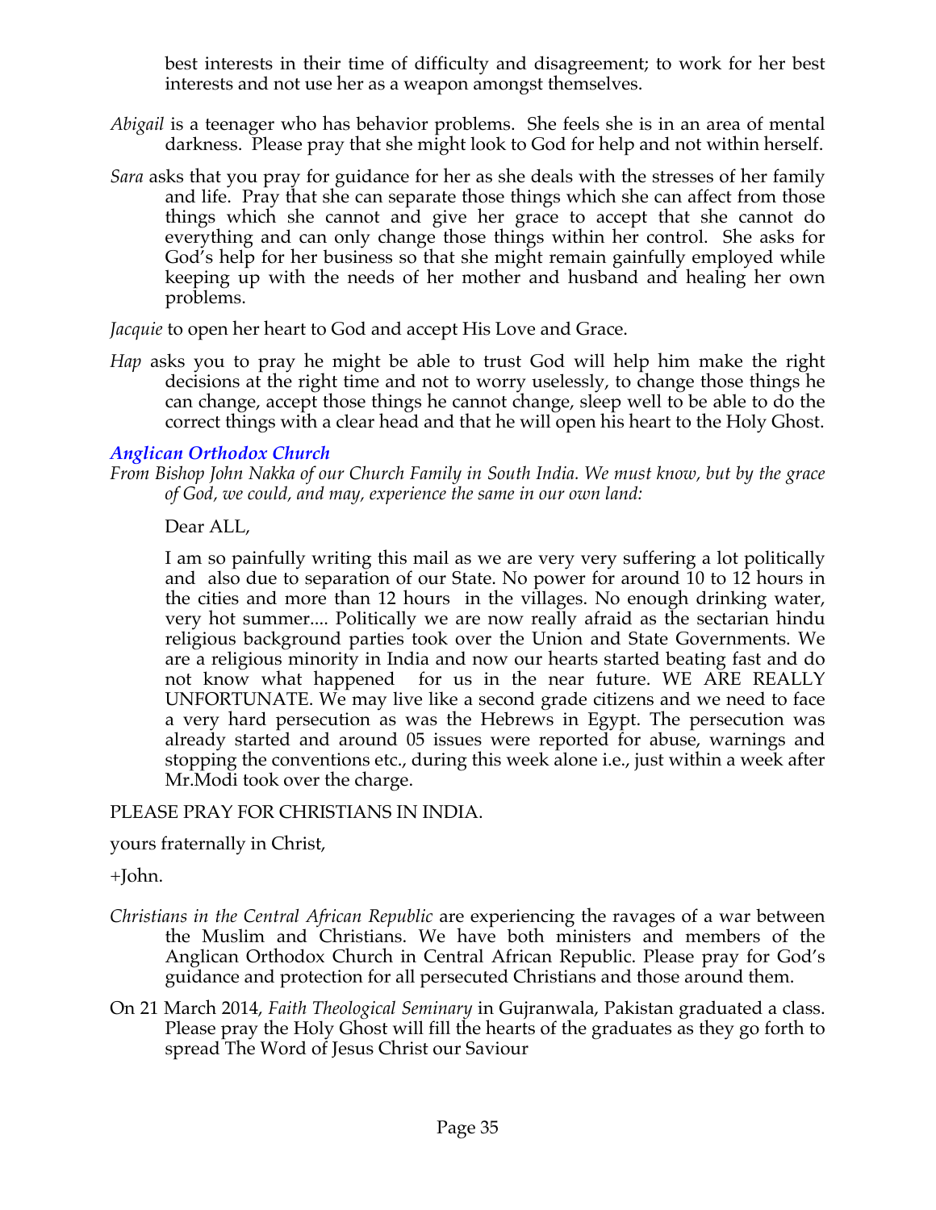best interests in their time of difficulty and disagreement; to work for her best interests and not use her as a weapon amongst themselves.

*Abigail* is a teenager who has behavior problems. She feels she is in an area of mental darkness. Please pray that she might look to God for help and not within herself.

*Sara* asks that you pray for guidance for her as she deals with the stresses of her family and life. Pray that she can separate those things which she can affect from those things which she cannot and give her grace to accept that she cannot do everything and can only change those things within her control. She asks for God's help for her business so that she might remain gainfully employed while keeping up with the needs of her mother and husband and healing her own problems.

*Jacquie* to open her heart to God and accept His Love and Grace.

*Hap* asks you to pray he might be able to trust God will help him make the right decisions at the right time and not to worry uselessly, to change those things he can change, accept those things he cannot change, sleep well to be able to do the correct things with a clear head and that he will open his heart to the Holy Ghost.

### *Anglican Orthodox Church*

*From Bishop John Nakka of our Church Family in South India. We must know, but by the grace of God, we could, and may, experience the same in our own land:*

> Dear ALL,
>
> I am so painfully writing this mail as we are very very suffering a lot politically and also due to separation of our State. No power for around 10 to 12 hours in the cities and more than 12 hours in the villages. No enough drinking water, very hot summer.... Politically we are now really afraid as the sectarian hindu religious background parties took over the Union and State Governments. We are a religious minority in India and now our hearts started beating fast and do not know what happened for us in the near future. WE ARE REALLY UNFORTUNATE. We may live like a second grade citizens and we need to face a very hard persecution as was the Hebrews in Egypt. The persecution was already started and around 05 issues were reported for abuse, warnings and stopping the conventions etc., during this week alone i.e., just within a week after Mr.Modi took over the charge.

PLEASE PRAY FOR CHRISTIANS IN INDIA.

yours fraternally in Christ,

+John.

*Christians in the Central African Republic* are experiencing the ravages of a war between the Muslim and Christians. We have both ministers and members of the Anglican Orthodox Church in Central African Republic. Please pray for God's guidance and protection for all persecuted Christians and those around them.

On 21 March 2014, *Faith Theological Seminary* in Gujranwala, Pakistan graduated a class. Please pray the Holy Ghost will fill the hearts of the graduates as they go forth to spread The Word of Jesus Christ our Saviour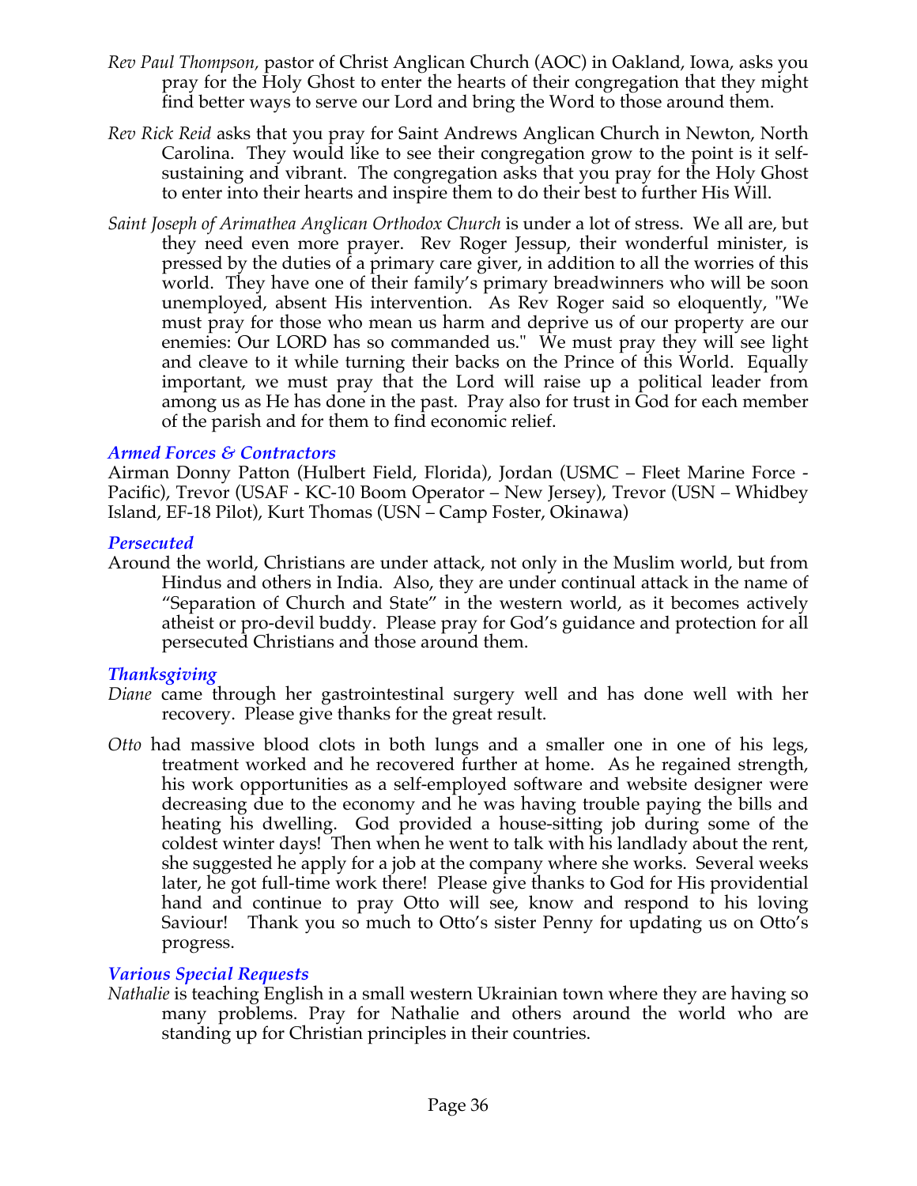*Rev Paul Thompson*, pastor of Christ Anglican Church (AOC) in Oakland, Iowa, asks you pray for the Holy Ghost to enter the hearts of their congregation that they might find better ways to serve our Lord and bring the Word to those around them.

*Rev Rick Reid* asks that you pray for Saint Andrews Anglican Church in Newton, North Carolina. They would like to see their congregation grow to the point is it self-sustaining and vibrant. The congregation asks that you pray for the Holy Ghost to enter into their hearts and inspire them to do their best to further His Will.

*Saint Joseph of Arimathea Anglican Orthodox Church* is under a lot of stress. We all are, but they need even more prayer. Rev Roger Jessup, their wonderful minister, is pressed by the duties of a primary care giver, in addition to all the worries of this world. They have one of their family's primary breadwinners who will be soon unemployed, absent His intervention. As Rev Roger said so eloquently, "We must pray for those who mean us harm and deprive us of our property are our enemies: Our LORD has so commanded us." We must pray they will see light and cleave to it while turning their backs on the Prince of this World. Equally important, we must pray that the Lord will raise up a political leader from among us as He has done in the past. Pray also for trust in God for each member of the parish and for them to find economic relief.

### *Armed Forces & Contractors*

Airman Donny Patton (Hulbert Field, Florida), Jordan (USMC – Fleet Marine Force - Pacific), Trevor (USAF - KC-10 Boom Operator – New Jersey), Trevor (USN – Whidbey Island, EF-18 Pilot), Kurt Thomas (USN – Camp Foster, Okinawa)

### *Persecuted*

Around the world, Christians are under attack, not only in the Muslim world, but from Hindus and others in India. Also, they are under continual attack in the name of "Separation of Church and State" in the western world, as it becomes actively atheist or pro-devil buddy. Please pray for God's guidance and protection for all persecuted Christians and those around them.

### *Thanksgiving*

*Diane* came through her gastrointestinal surgery well and has done well with her recovery. Please give thanks for the great result.

*Otto* had massive blood clots in both lungs and a smaller one in one of his legs, treatment worked and he recovered further at home. As he regained strength, his work opportunities as a self-employed software and website designer were decreasing due to the economy and he was having trouble paying the bills and heating his dwelling. God provided a house-sitting job during some of the coldest winter days! Then when he went to talk with his landlady about the rent, she suggested he apply for a job at the company where she works. Several weeks later, he got full-time work there! Please give thanks to God for His providential hand and continue to pray Otto will see, know and respond to his loving Saviour! Thank you so much to Otto's sister Penny for updating us on Otto's progress.

### *Various Special Requests*

*Nathalie* is teaching English in a small western Ukrainian town where they are having so many problems. Pray for Nathalie and others around the world who are standing up for Christian principles in their countries.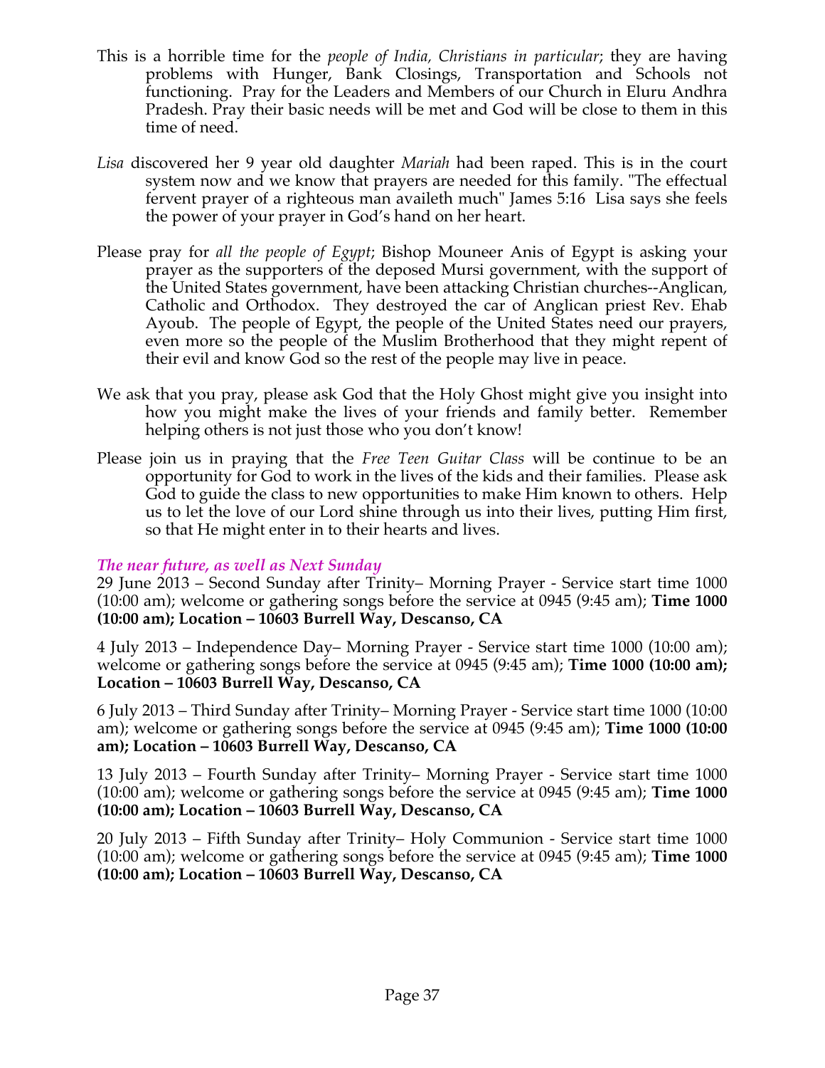This is a horrible time for the *people of India, Christians in particular*; they are having problems with Hunger, Bank Closings, Transportation and Schools not functioning. Pray for the Leaders and Members of our Church in Eluru Andhra Pradesh. Pray their basic needs will be met and God will be close to them in this time of need.

*Lisa* discovered her 9 year old daughter *Mariah* had been raped. This is in the court system now and we know that prayers are needed for this family. "The effectual fervent prayer of a righteous man availeth much" James 5:16 Lisa says she feels the power of your prayer in God's hand on her heart.

Please pray for *all the people of Egypt*; Bishop Mouneer Anis of Egypt is asking your prayer as the supporters of the deposed Mursi government, with the support of the United States government, have been attacking Christian churches--Anglican, Catholic and Orthodox. They destroyed the car of Anglican priest Rev. Ehab Ayoub. The people of Egypt, the people of the United States need our prayers, even more so the people of the Muslim Brotherhood that they might repent of their evil and know God so the rest of the people may live in peace.

We ask that you pray, please ask God that the Holy Ghost might give you insight into how you might make the lives of your friends and family better. Remember helping others is not just those who you don't know!

Please join us in praying that the *Free Teen Guitar Class* will be continue to be an opportunity for God to work in the lives of the kids and their families. Please ask God to guide the class to new opportunities to make Him known to others. Help us to let the love of our Lord shine through us into their lives, putting Him first, so that He might enter in to their hearts and lives.

### *The near future, as well as Next Sunday*

29 June 2013 – Second Sunday after Trinity– Morning Prayer - Service start time 1000 (10:00 am); welcome or gathering songs before the service at 0945 (9:45 am); **Time 1000 (10:00 am); Location – 10603 Burrell Way, Descanso, CA**

4 July 2013 – Independence Day– Morning Prayer - Service start time 1000 (10:00 am); welcome or gathering songs before the service at 0945 (9:45 am); **Time 1000 (10:00 am); Location – 10603 Burrell Way, Descanso, CA**

6 July 2013 – Third Sunday after Trinity– Morning Prayer - Service start time 1000 (10:00 am); welcome or gathering songs before the service at 0945 (9:45 am); **Time 1000 (10:00 am); Location – 10603 Burrell Way, Descanso, CA**

13 July 2013 – Fourth Sunday after Trinity– Morning Prayer - Service start time 1000 (10:00 am); welcome or gathering songs before the service at 0945 (9:45 am); **Time 1000 (10:00 am); Location – 10603 Burrell Way, Descanso, CA**

20 July 2013 – Fifth Sunday after Trinity– Holy Communion - Service start time 1000 (10:00 am); welcome or gathering songs before the service at 0945 (9:45 am); **Time 1000 (10:00 am); Location – 10603 Burrell Way, Descanso, CA**